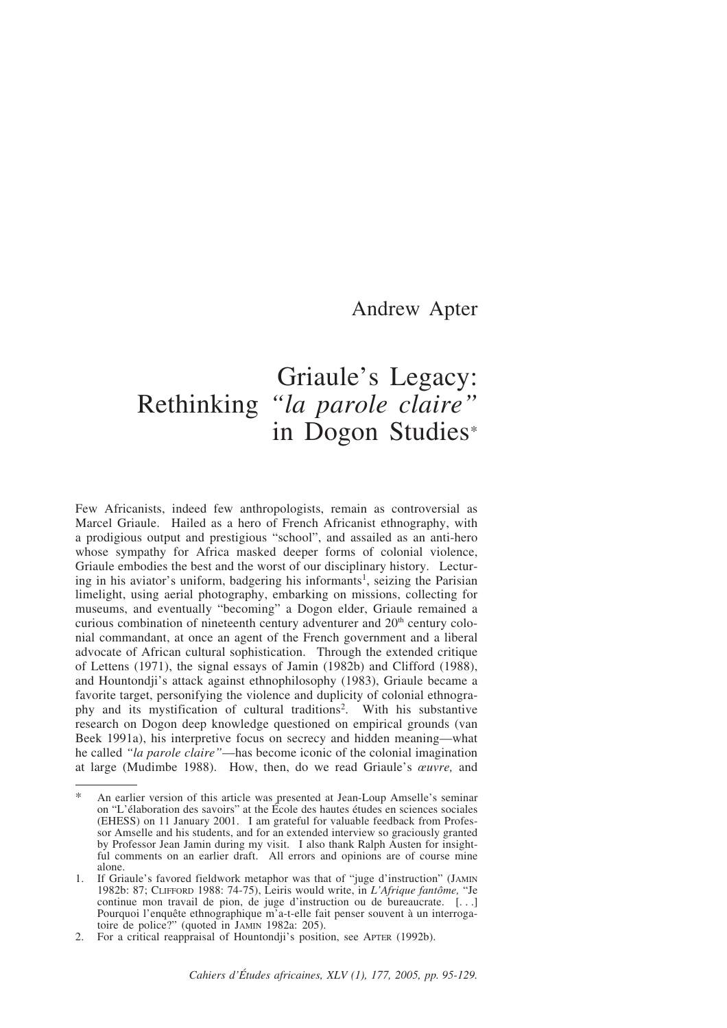Andrew Apter

# Griaule's Legacy: Rethinking *"la parole claire"* in Dogon Studies*

Few Africanists, indeed few anthropologists, remain as controversial as Marcel Griaule. Hailed as a hero of French Africanist ethnography, with a prodigious output and prestigious "school", and assailed as an anti-hero whose sympathy for Africa masked deeper forms of colonial violence, Griaule embodies the best and the worst of our disciplinary history. Lecturing in his aviator's uniform, badgering his informants[1], seizing the Parisian limelight, using aerial photography, embarking on missions, collecting for museums, and eventually "becoming" a Dogon elder, Griaule remained a curious combination of nineteenth century adventurer and 20[th] century colonial commandant, at once an agent of the French government and a liberal advocate of African cultural sophistication. Through the extended critique of Lettens (1971), the signal essays of Jamin (1982b) and Clifford (1988), and Hountondji's attack against ethnophilosophy (1983), Griaule became a favorite target, personifying the violence and duplicity of colonial ethnography and its mystification of cultural traditions[2]. With his substantive research on Dogon deep knowledge questioned on empirical grounds (van Beek 1991a), his interpretive focus on secrecy and hidden meaning—what he called *"la parole claire"*—has become iconic of the colonial imagination at large (Mudimbe 1988). How, then, do we read Griaule's *œuvre,* and

---

\* An earlier version of this article was presented at Jean-Loup Amselle's seminar on "L'élaboration des savoirs" at the École des hautes études en sciences sociales (EHESS) on 11 January 2001. I am grateful for valuable feedback from Professor Amselle and his students, and for an extended interview so graciously granted by Professor Jean Jamin during my visit. I also thank Ralph Austen for insightful comments on an earlier draft. All errors and opinions are of course mine alone.

1. If Griaule's favored fieldwork metaphor was that of "juge d'instruction" (JAMIN 1982b: 87; CLIFFORD 1988: 74-75), Leiris would write, in *L'Afrique fantôme,* "Je continue mon travail de pion, de juge d'instruction ou de bureaucrate. [...] Pourquoi l'enquête ethnographique m'a-t-elle fait penser souvent à un interrogatoire de police?" (quoted in JAMIN 1982a: 205).
2. For a critical reappraisal of Hountondji's position, see APTER (1992b).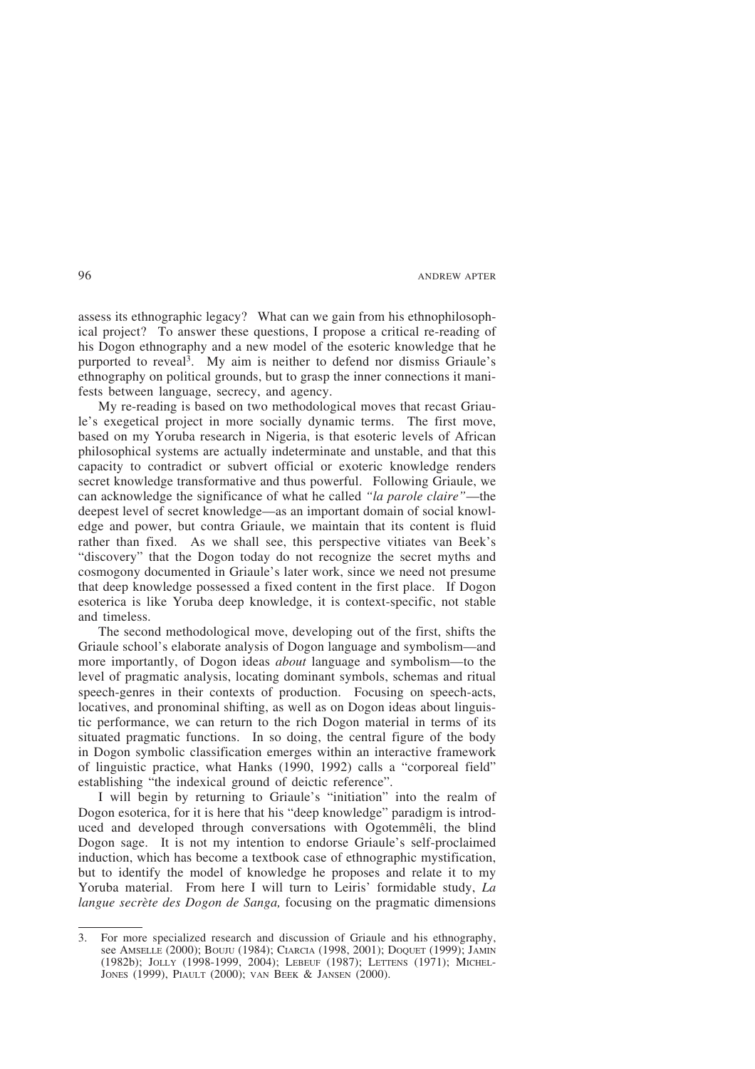assess its ethnographic legacy? What can we gain from his ethnophilosophical project? To answer these questions, I propose a critical re-reading of his Dogon ethnography and a new model of the esoteric knowledge that he purported to reveal[3]. My aim is neither to defend nor dismiss Griaule's ethnography on political grounds, but to grasp the inner connections it manifests between language, secrecy, and agency.

My re-reading is based on two methodological moves that recast Griaule's exegetical project in more socially dynamic terms. The first move, based on my Yoruba research in Nigeria, is that esoteric levels of African philosophical systems are actually indeterminate and unstable, and that this capacity to contradict or subvert official or exoteric knowledge renders secret knowledge transformative and thus powerful. Following Griaule, we can acknowledge the significance of what he called *"la parole claire"*—the deepest level of secret knowledge—as an important domain of social knowledge and power, but contra Griaule, we maintain that its content is fluid rather than fixed. As we shall see, this perspective vitiates van Beek's "discovery" that the Dogon today do not recognize the secret myths and cosmogony documented in Griaule's later work, since we need not presume that deep knowledge possessed a fixed content in the first place. If Dogon esoterica is like Yoruba deep knowledge, it is context-specific, not stable and timeless.

The second methodological move, developing out of the first, shifts the Griaule school's elaborate analysis of Dogon language and symbolism—and more importantly, of Dogon ideas *about* language and symbolism—to the level of pragmatic analysis, locating dominant symbols, schemas and ritual speech-genres in their contexts of production. Focusing on speech-acts, locatives, and pronominal shifting, as well as on Dogon ideas about linguistic performance, we can return to the rich Dogon material in terms of its situated pragmatic functions. In so doing, the central figure of the body in Dogon symbolic classification emerges within an interactive framework of linguistic practice, what Hanks (1990, 1992) calls a "corporeal field" establishing "the indexical ground of deictic reference".

I will begin by returning to Griaule's "initiation" into the realm of Dogon esoterica, for it is here that his "deep knowledge" paradigm is introduced and developed through conversations with Ogotemmêli, the blind Dogon sage. It is not my intention to endorse Griaule's self-proclaimed induction, which has become a textbook case of ethnographic mystification, but to identify the model of knowledge he proposes and relate it to my Yoruba material. From here I will turn to Leiris' formidable study, *La langue secrète des Dogon de Sanga,* focusing on the pragmatic dimensions

3. For more specialized research and discussion of Griaule and his ethnography, see Amselle (2000); Bouju (1984); Ciarcia (1998, 2001); Doquet (1999); Jamin (1982b); Jolly (1998-1999, 2004); Lebeuf (1987); Lettens (1971); Michel-Jones (1999), Piault (2000); van Beek & Jansen (2000).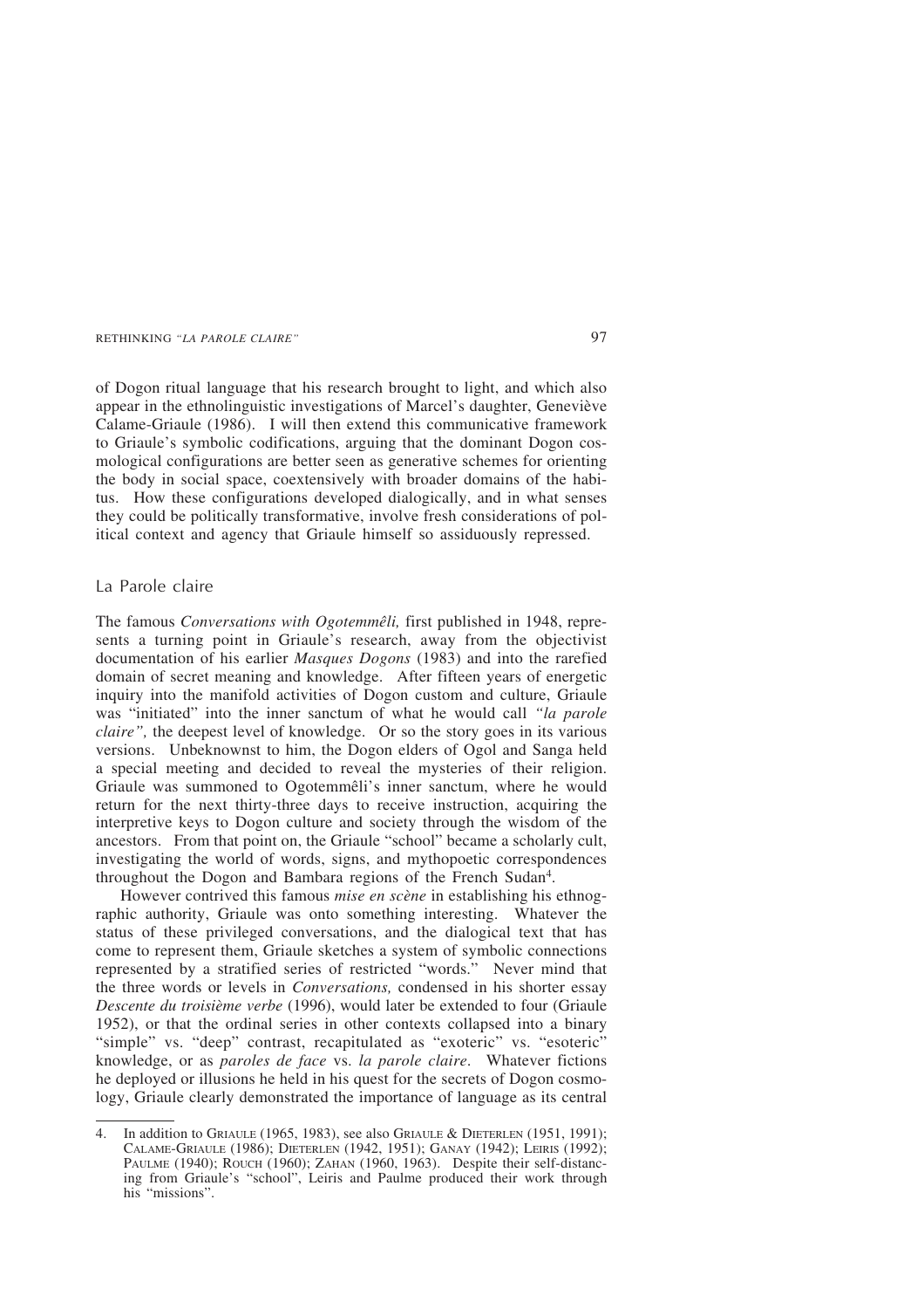of Dogon ritual language that his research brought to light, and which also appear in the ethnolinguistic investigations of Marcel's daughter, Geneviève Calame-Griaule (1986). I will then extend this communicative framework to Griaule's symbolic codifications, arguing that the dominant Dogon cosmological configurations are better seen as generative schemes for orienting the body in social space, coextensively with broader domains of the habitus. How these configurations developed dialogically, and in what senses they could be politically transformative, involve fresh considerations of political context and agency that Griaule himself so assiduously repressed.

## La Parole claire

The famous *Conversations with Ogotemmêli,* first published in 1948, represents a turning point in Griaule's research, away from the objectivist documentation of his earlier *Masques Dogons* (1983) and into the rarefied domain of secret meaning and knowledge. After fifteen years of energetic inquiry into the manifold activities of Dogon custom and culture, Griaule was "initiated" into the inner sanctum of what he would call *"la parole claire",* the deepest level of knowledge. Or so the story goes in its various versions. Unbeknownst to him, the Dogon elders of Ogol and Sanga held a special meeting and decided to reveal the mysteries of their religion. Griaule was summoned to Ogotemmêli's inner sanctum, where he would return for the next thirty-three days to receive instruction, acquiring the interpretive keys to Dogon culture and society through the wisdom of the ancestors. From that point on, the Griaule "school" became a scholarly cult, investigating the world of words, signs, and mythopoetic correspondences throughout the Dogon and Bambara regions of the French Sudan[4].

However contrived this famous *mise en scène* in establishing his ethnographic authority, Griaule was onto something interesting. Whatever the status of these privileged conversations, and the dialogical text that has come to represent them, Griaule sketches a system of symbolic connections represented by a stratified series of restricted "words." Never mind that the three words or levels in *Conversations,* condensed in his shorter essay *Descente du troisième verbe* (1996), would later be extended to four (Griaule 1952), or that the ordinal series in other contexts collapsed into a binary "simple" vs. "deep" contrast, recapitulated as "exoteric" vs. "esoteric" knowledge, or as *paroles de face* vs. *la parole claire*. Whatever fictions he deployed or illusions he held in his quest for the secrets of Dogon cosmology, Griaule clearly demonstrated the importance of language as its central

4. In addition to GRIAULE (1965, 1983), see also GRIAULE & DIETERLEN (1951, 1991); CALAME-GRIAULE (1986); DIETERLEN (1942, 1951); GANAY (1942); LEIRIS (1992); PAULME (1940); ROUCH (1960); ZAHAN (1960, 1963). Despite their self-distancing from Griaule's "school", Leiris and Paulme produced their work through his "missions".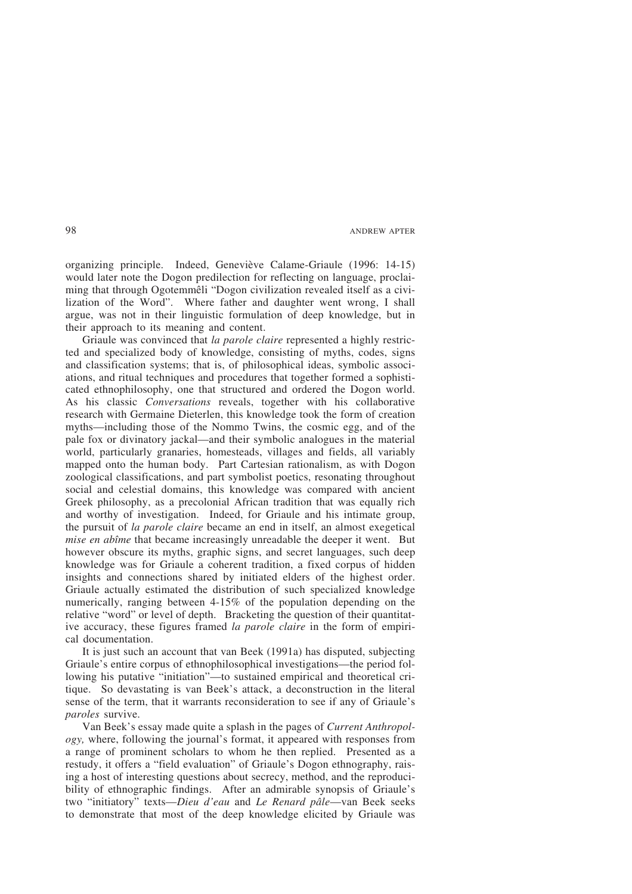organizing principle. Indeed, Geneviève Calame-Griaule (1996: 14-15) would later note the Dogon predilection for reflecting on language, proclaiming that through Ogotemmêli "Dogon civilization revealed itself as a civilization of the Word". Where father and daughter went wrong, I shall argue, was not in their linguistic formulation of deep knowledge, but in their approach to its meaning and content.

Griaule was convinced that *la parole claire* represented a highly restricted and specialized body of knowledge, consisting of myths, codes, signs and classification systems; that is, of philosophical ideas, symbolic associations, and ritual techniques and procedures that together formed a sophisticated ethnophilosophy, one that structured and ordered the Dogon world. As his classic *Conversations* reveals, together with his collaborative research with Germaine Dieterlen, this knowledge took the form of creation myths—including those of the Nommo Twins, the cosmic egg, and of the pale fox or divinatory jackal—and their symbolic analogues in the material world, particularly granaries, homesteads, villages and fields, all variably mapped onto the human body. Part Cartesian rationalism, as with Dogon zoological classifications, and part symbolist poetics, resonating throughout social and celestial domains, this knowledge was compared with ancient Greek philosophy, as a precolonial African tradition that was equally rich and worthy of investigation. Indeed, for Griaule and his intimate group, the pursuit of *la parole claire* became an end in itself, an almost exegetical *mise en abîme* that became increasingly unreadable the deeper it went. But however obscure its myths, graphic signs, and secret languages, such deep knowledge was for Griaule a coherent tradition, a fixed corpus of hidden insights and connections shared by initiated elders of the highest order. Griaule actually estimated the distribution of such specialized knowledge numerically, ranging between 4-15% of the population depending on the relative "word" or level of depth. Bracketing the question of their quantitative accuracy, these figures framed *la parole claire* in the form of empirical documentation.

It is just such an account that van Beek (1991a) has disputed, subjecting Griaule's entire corpus of ethnophilosophical investigations—the period following his putative "initiation"—to sustained empirical and theoretical critique. So devastating is van Beek's attack, a deconstruction in the literal sense of the term, that it warrants reconsideration to see if any of Griaule's *paroles* survive.

Van Beek's essay made quite a splash in the pages of *Current Anthropology,* where, following the journal's format, it appeared with responses from a range of prominent scholars to whom he then replied. Presented as a restudy, it offers a "field evaluation" of Griaule's Dogon ethnography, raising a host of interesting questions about secrecy, method, and the reproducibility of ethnographic findings. After an admirable synopsis of Griaule's two "initiatory" texts—*Dieu d'eau* and *Le Renard pâle*—van Beek seeks to demonstrate that most of the deep knowledge elicited by Griaule was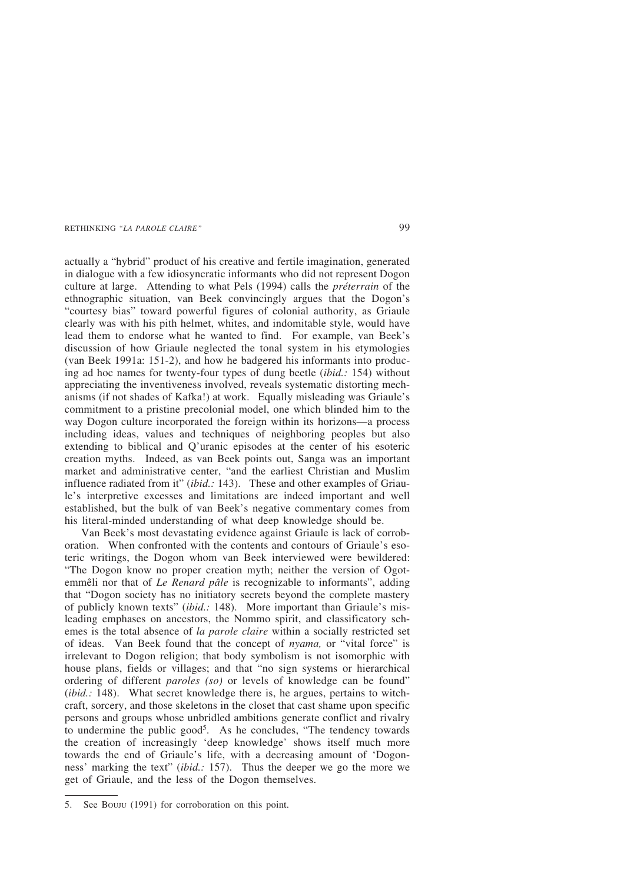actually a "hybrid" product of his creative and fertile imagination, generated in dialogue with a few idiosyncratic informants who did not represent Dogon culture at large. Attending to what Pels (1994) calls the *préterrain* of the ethnographic situation, van Beek convincingly argues that the Dogon's "courtesy bias" toward powerful figures of colonial authority, as Griaule clearly was with his pith helmet, whites, and indomitable style, would have lead them to endorse what he wanted to find. For example, van Beek's discussion of how Griaule neglected the tonal system in his etymologies (van Beek 1991a: 151-2), and how he badgered his informants into producing ad hoc names for twenty-four types of dung beetle (*ibid.:* 154) without appreciating the inventiveness involved, reveals systematic distorting mechanisms (if not shades of Kafka!) at work. Equally misleading was Griaule's commitment to a pristine precolonial model, one which blinded him to the way Dogon culture incorporated the foreign within its horizons—a process including ideas, values and techniques of neighboring peoples but also extending to biblical and Q'uranic episodes at the center of his esoteric creation myths. Indeed, as van Beek points out, Sanga was an important market and administrative center, "and the earliest Christian and Muslim influence radiated from it" (*ibid.:* 143). These and other examples of Griaule's interpretive excesses and limitations are indeed important and well established, but the bulk of van Beek's negative commentary comes from his literal-minded understanding of what deep knowledge should be.

Van Beek's most devastating evidence against Griaule is lack of corroboration. When confronted with the contents and contours of Griaule's esoteric writings, the Dogon whom van Beek interviewed were bewildered: "The Dogon know no proper creation myth; neither the version of Ogotemmêli nor that of *Le Renard pâle* is recognizable to informants", adding that "Dogon society has no initiatory secrets beyond the complete mastery of publicly known texts" (*ibid.:* 148). More important than Griaule's misleading emphases on ancestors, the Nommo spirit, and classificatory schemes is the total absence of *la parole claire* within a socially restricted set of ideas. Van Beek found that the concept of *nyama,* or "vital force" is irrelevant to Dogon religion; that body symbolism is not isomorphic with house plans, fields or villages; and that "no sign systems or hierarchical ordering of different *paroles (so)* or levels of knowledge can be found" (*ibid.:* 148). What secret knowledge there is, he argues, pertains to witchcraft, sorcery, and those skeletons in the closet that cast shame upon specific persons and groups whose unbridled ambitions generate conflict and rivalry to undermine the public good[5]. As he concludes, "The tendency towards the creation of increasingly 'deep knowledge' shows itself much more towards the end of Griaule's life, with a decreasing amount of 'Dogonness' marking the text" (*ibid.:* 157). Thus the deeper we go the more we get of Griaule, and the less of the Dogon themselves.

5. See Bouju (1991) for corroboration on this point.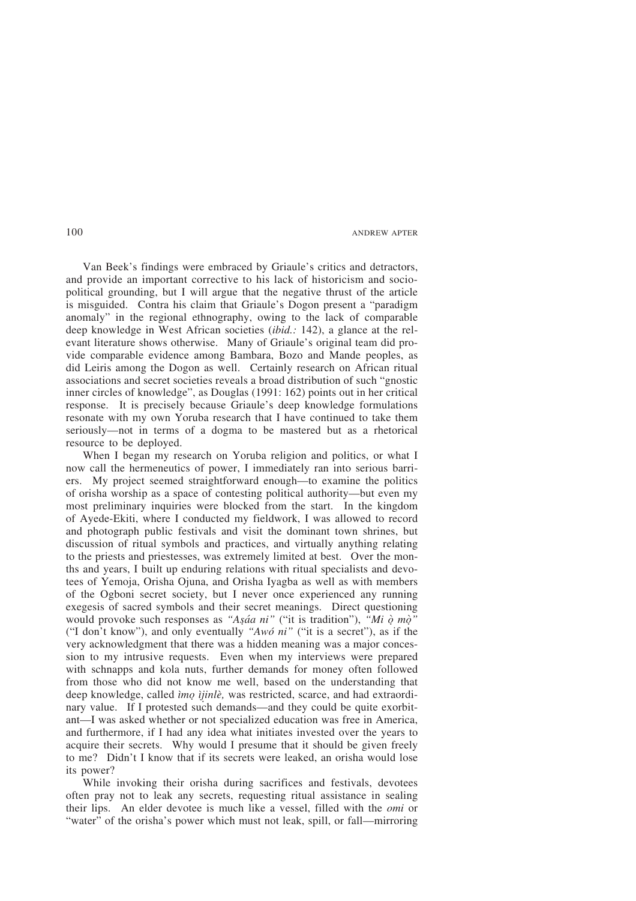Van Beek's findings were embraced by Griaule's critics and detractors, and provide an important corrective to his lack of historicism and sociopolitical grounding, but I will argue that the negative thrust of the article is misguided. Contra his claim that Griaule's Dogon present a "paradigm anomaly" in the regional ethnography, owing to the lack of comparable deep knowledge in West African societies (*ibid.:* 142), a glance at the relevant literature shows otherwise. Many of Griaule's original team did provide comparable evidence among Bambara, Bozo and Mande peoples, as did Leiris among the Dogon as well. Certainly research on African ritual associations and secret societies reveals a broad distribution of such "gnostic inner circles of knowledge", as Douglas (1991: 162) points out in her critical response. It is precisely because Griaule's deep knowledge formulations resonate with my own Yoruba research that I have continued to take them seriously—not in terms of a dogma to be mastered but as a rhetorical resource to be deployed.

When I began my research on Yoruba religion and politics, or what I now call the hermeneutics of power, I immediately ran into serious barriers. My project seemed straightforward enough—to examine the politics of orisha worship as a space of contesting political authority—but even my most preliminary inquiries were blocked from the start. In the kingdom of Ayede-Ekiti, where I conducted my fieldwork, I was allowed to record and photograph public festivals and visit the dominant town shrines, but discussion of ritual symbols and practices, and virtually anything relating to the priests and priestesses, was extremely limited at best. Over the months and years, I built up enduring relations with ritual specialists and devotees of Yemoja, Orisha Ojuna, and Orisha Iyagba as well as with members of the Ogboni secret society, but I never once experienced any running exegesis of sacred symbols and their secret meanings. Direct questioning would provoke such responses as *"Aṣáa ni"* ("it is tradition"), *"Mi ọ̀ mọ̀"* ("I don't know"), and only eventually *"Awó ni"* ("it is a secret"), as if the very acknowledgment that there was a hidden meaning was a major concession to my intrusive requests. Even when my interviews were prepared with schnapps and kola nuts, further demands for money often followed from those who did not know me well, based on the understanding that deep knowledge, called *ìmọ ìjinlè,* was restricted, scarce, and had extraordinary value. If I protested such demands—and they could be quite exorbitant—I was asked whether or not specialized education was free in America, and furthermore, if I had any idea what initiates invested over the years to acquire their secrets. Why would I presume that it should be given freely to me? Didn't I know that if its secrets were leaked, an orisha would lose its power?

While invoking their orisha during sacrifices and festivals, devotees often pray not to leak any secrets, requesting ritual assistance in sealing their lips. An elder devotee is much like a vessel, filled with the *omi* or "water" of the orisha's power which must not leak, spill, or fall—mirroring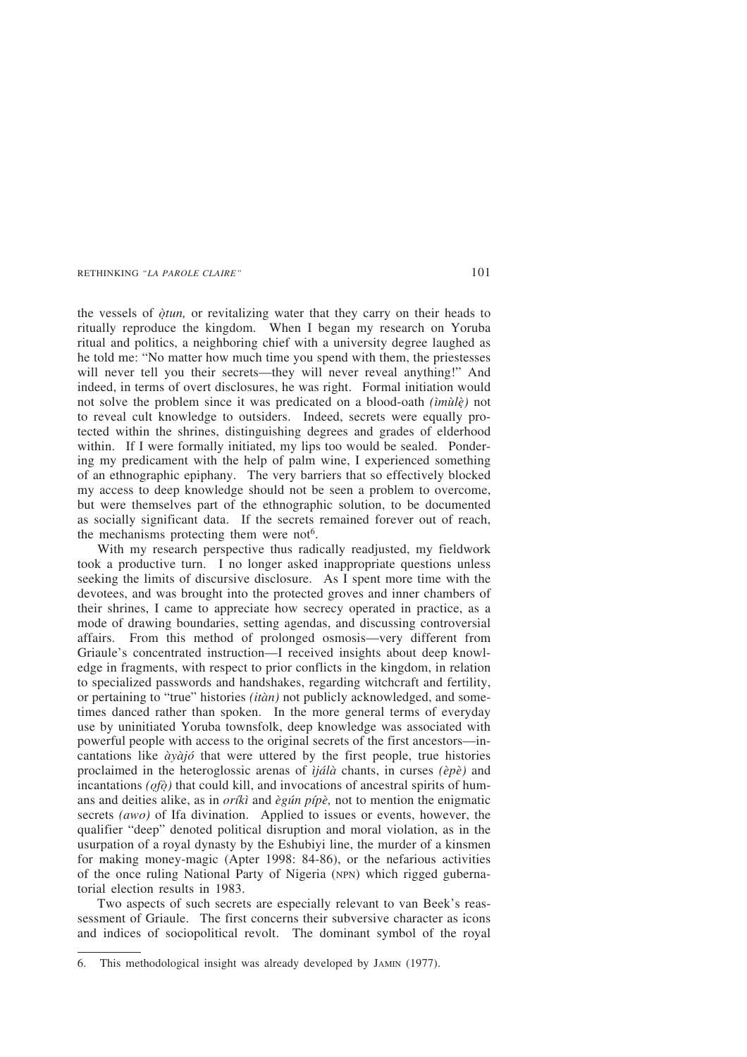the vessels of *ọ̀tun,* or revitalizing water that they carry on their heads to ritually reproduce the kingdom. When I began my research on Yoruba ritual and politics, a neighboring chief with a university degree laughed as he told me: "No matter how much time you spend with them, the priestesses will never tell you their secrets—they will never reveal anything!" And indeed, in terms of overt disclosures, he was right. Formal initiation would not solve the problem since it was predicated on a blood-oath *(ìmùlẹ̀)* not to reveal cult knowledge to outsiders. Indeed, secrets were equally protected within the shrines, distinguishing degrees and grades of elderhood within. If I were formally initiated, my lips too would be sealed. Pondering my predicament with the help of palm wine, I experienced something of an ethnographic epiphany. The very barriers that so effectively blocked my access to deep knowledge should not be seen a problem to overcome, but were themselves part of the ethnographic solution, to be documented as socially significant data. If the secrets remained forever out of reach, the mechanisms protecting them were not[6].

With my research perspective thus radically readjusted, my fieldwork took a productive turn. I no longer asked inappropriate questions unless seeking the limits of discursive disclosure. As I spent more time with the devotees, and was brought into the protected groves and inner chambers of their shrines, I came to appreciate how secrecy operated in practice, as a mode of drawing boundaries, setting agendas, and discussing controversial affairs. From this method of prolonged osmosis—very different from Griaule's concentrated instruction—I received insights about deep knowledge in fragments, with respect to prior conflicts in the kingdom, in relation to specialized passwords and handshakes, regarding witchcraft and fertility, or pertaining to "true" histories *(itàn)* not publicly acknowledged, and sometimes danced rather than spoken. In the more general terms of everyday use by uninitiated Yoruba townsfolk, deep knowledge was associated with powerful people with access to the original secrets of the first ancestors—incantations like *àyàjó* that were uttered by the first people, true histories proclaimed in the heteroglossic arenas of *ìjálà* chants, in curses *(èpè)* and incantations *(ọfọ̀)* that could kill, and invocations of ancestral spirits of humans and deities alike, as in *oríkì* and *ègún pípè,* not to mention the enigmatic secrets *(awo)* of Ifa divination. Applied to issues or events, however, the qualifier "deep" denoted political disruption and moral violation, as in the usurpation of a royal dynasty by the Eshubiyi line, the murder of a kinsmen for making money-magic (Apter 1998: 84-86), or the nefarious activities of the once ruling National Party of Nigeria (NPN) which rigged gubernatorial election results in 1983.

Two aspects of such secrets are especially relevant to van Beek's reassessment of Griaule. The first concerns their subversive character as icons and indices of sociopolitical revolt. The dominant symbol of the royal

---

6. This methodological insight was already developed by JAMIN (1977).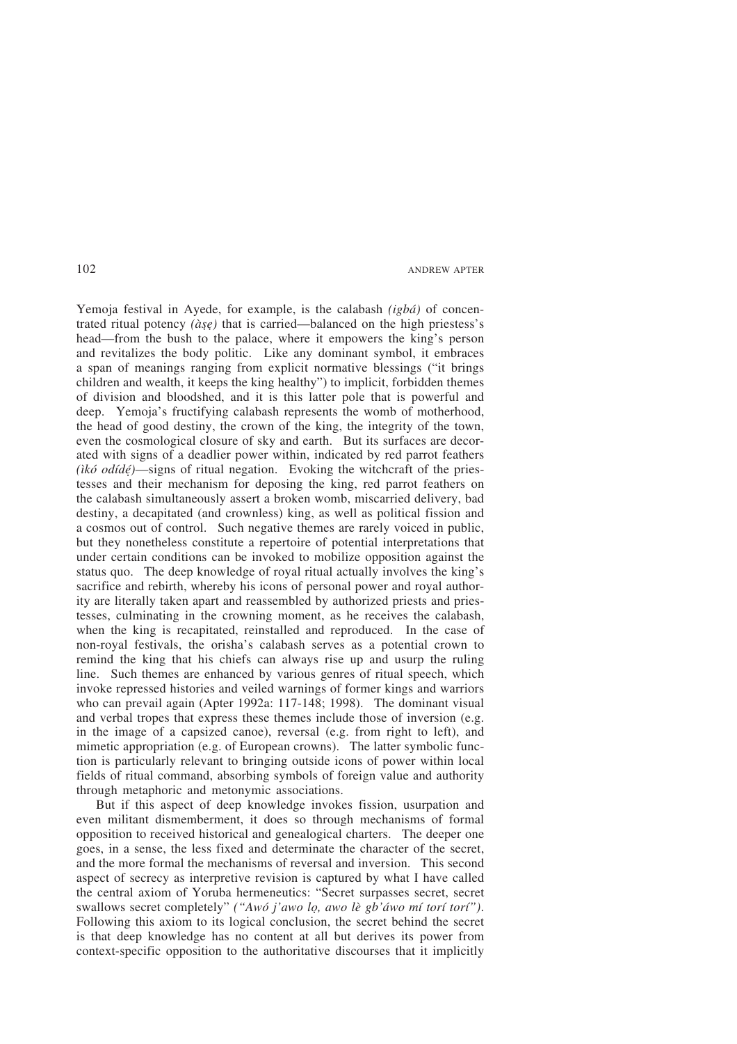Yemoja festival in Ayede, for example, is the calabash *(igbá)* of concentrated ritual potency *(àṣẹ)* that is carried—balanced on the high priestess's head—from the bush to the palace, where it empowers the king's person and revitalizes the body politic. Like any dominant symbol, it embraces a span of meanings ranging from explicit normative blessings ("it brings children and wealth, it keeps the king healthy") to implicit, forbidden themes of division and bloodshed, and it is this latter pole that is powerful and deep. Yemoja's fructifying calabash represents the womb of motherhood, the head of good destiny, the crown of the king, the integrity of the town, even the cosmological closure of sky and earth. But its surfaces are decorated with signs of a deadlier power within, indicated by red parrot feathers *(ìkó odídẹ́)*—signs of ritual negation. Evoking the witchcraft of the priestesses and their mechanism for deposing the king, red parrot feathers on the calabash simultaneously assert a broken womb, miscarried delivery, bad destiny, a decapitated (and crownless) king, as well as political fission and a cosmos out of control. Such negative themes are rarely voiced in public, but they nonetheless constitute a repertoire of potential interpretations that under certain conditions can be invoked to mobilize opposition against the status quo. The deep knowledge of royal ritual actually involves the king's sacrifice and rebirth, whereby his icons of personal power and royal authority are literally taken apart and reassembled by authorized priests and priestesses, culminating in the crowning moment, as he receives the calabash, when the king is recapitated, reinstalled and reproduced. In the case of non-royal festivals, the orisha's calabash serves as a potential crown to remind the king that his chiefs can always rise up and usurp the ruling line. Such themes are enhanced by various genres of ritual speech, which invoke repressed histories and veiled warnings of former kings and warriors who can prevail again (Apter 1992a: 117-148; 1998). The dominant visual and verbal tropes that express these themes include those of inversion (e.g. in the image of a capsized canoe), reversal (e.g. from right to left), and mimetic appropriation (e.g. of European crowns). The latter symbolic function is particularly relevant to bringing outside icons of power within local fields of ritual command, absorbing symbols of foreign value and authority through metaphoric and metonymic associations.

But if this aspect of deep knowledge invokes fission, usurpation and even militant dismemberment, it does so through mechanisms of formal opposition to received historical and genealogical charters. The deeper one goes, in a sense, the less fixed and determinate the character of the secret, and the more formal the mechanisms of reversal and inversion. This second aspect of secrecy as interpretive revision is captured by what I have called the central axiom of Yoruba hermeneutics: "Secret surpasses secret, secret swallows secret completely" *("Awó j'awo lọ, awo lè gb'áwo mí torí torí")*. Following this axiom to its logical conclusion, the secret behind the secret is that deep knowledge has no content at all but derives its power from context-specific opposition to the authoritative discourses that it implicitly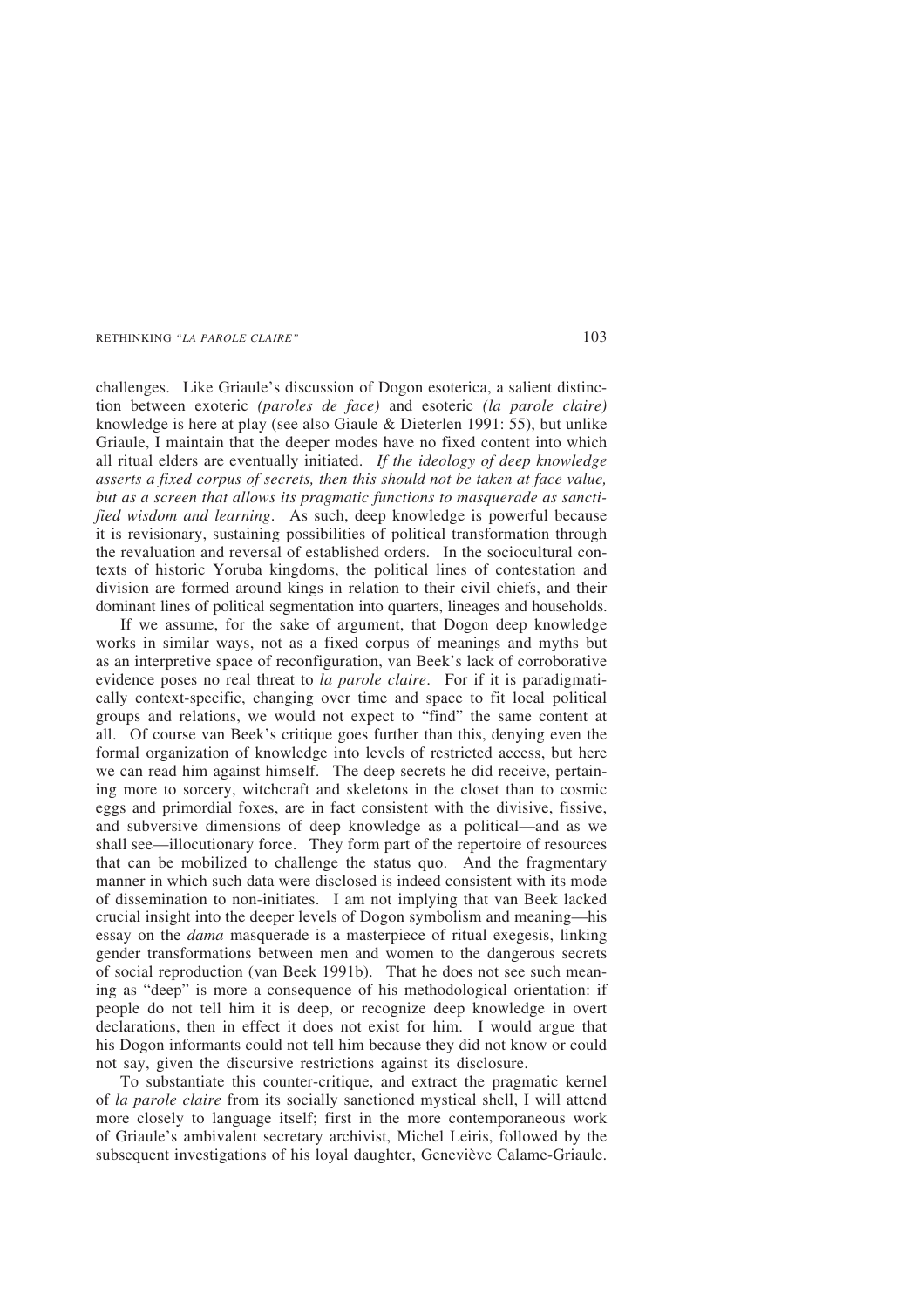challenges. Like Griaule's discussion of Dogon esoterica, a salient distinction between exoteric *(paroles de face)* and esoteric *(la parole claire)* knowledge is here at play (see also Giaule & Dieterlen 1991: 55), but unlike Griaule, I maintain that the deeper modes have no fixed content into which all ritual elders are eventually initiated. *If the ideology of deep knowledge asserts a fixed corpus of secrets, then this should not be taken at face value, but as a screen that allows its pragmatic functions to masquerade as sanctified wisdom and learning*. As such, deep knowledge is powerful because it is revisionary, sustaining possibilities of political transformation through the revaluation and reversal of established orders. In the sociocultural contexts of historic Yoruba kingdoms, the political lines of contestation and division are formed around kings in relation to their civil chiefs, and their dominant lines of political segmentation into quarters, lineages and households.

If we assume, for the sake of argument, that Dogon deep knowledge works in similar ways, not as a fixed corpus of meanings and myths but as an interpretive space of reconfiguration, van Beek's lack of corroborative evidence poses no real threat to *la parole claire*. For if it is paradigmatically context-specific, changing over time and space to fit local political groups and relations, we would not expect to "find" the same content at all. Of course van Beek's critique goes further than this, denying even the formal organization of knowledge into levels of restricted access, but here we can read him against himself. The deep secrets he did receive, pertaining more to sorcery, witchcraft and skeletons in the closet than to cosmic eggs and primordial foxes, are in fact consistent with the divisive, fissive, and subversive dimensions of deep knowledge as a political—and as we shall see—illocutionary force. They form part of the repertoire of resources that can be mobilized to challenge the status quo. And the fragmentary manner in which such data were disclosed is indeed consistent with its mode of dissemination to non-initiates. I am not implying that van Beek lacked crucial insight into the deeper levels of Dogon symbolism and meaning—his essay on the *dama* masquerade is a masterpiece of ritual exegesis, linking gender transformations between men and women to the dangerous secrets of social reproduction (van Beek 1991b). That he does not see such meaning as "deep" is more a consequence of his methodological orientation: if people do not tell him it is deep, or recognize deep knowledge in overt declarations, then in effect it does not exist for him. I would argue that his Dogon informants could not tell him because they did not know or could not say, given the discursive restrictions against its disclosure.

To substantiate this counter-critique, and extract the pragmatic kernel of *la parole claire* from its socially sanctioned mystical shell, I will attend more closely to language itself; first in the more contemporaneous work of Griaule's ambivalent secretary archivist, Michel Leiris, followed by the subsequent investigations of his loyal daughter, Geneviève Calame-Griaule.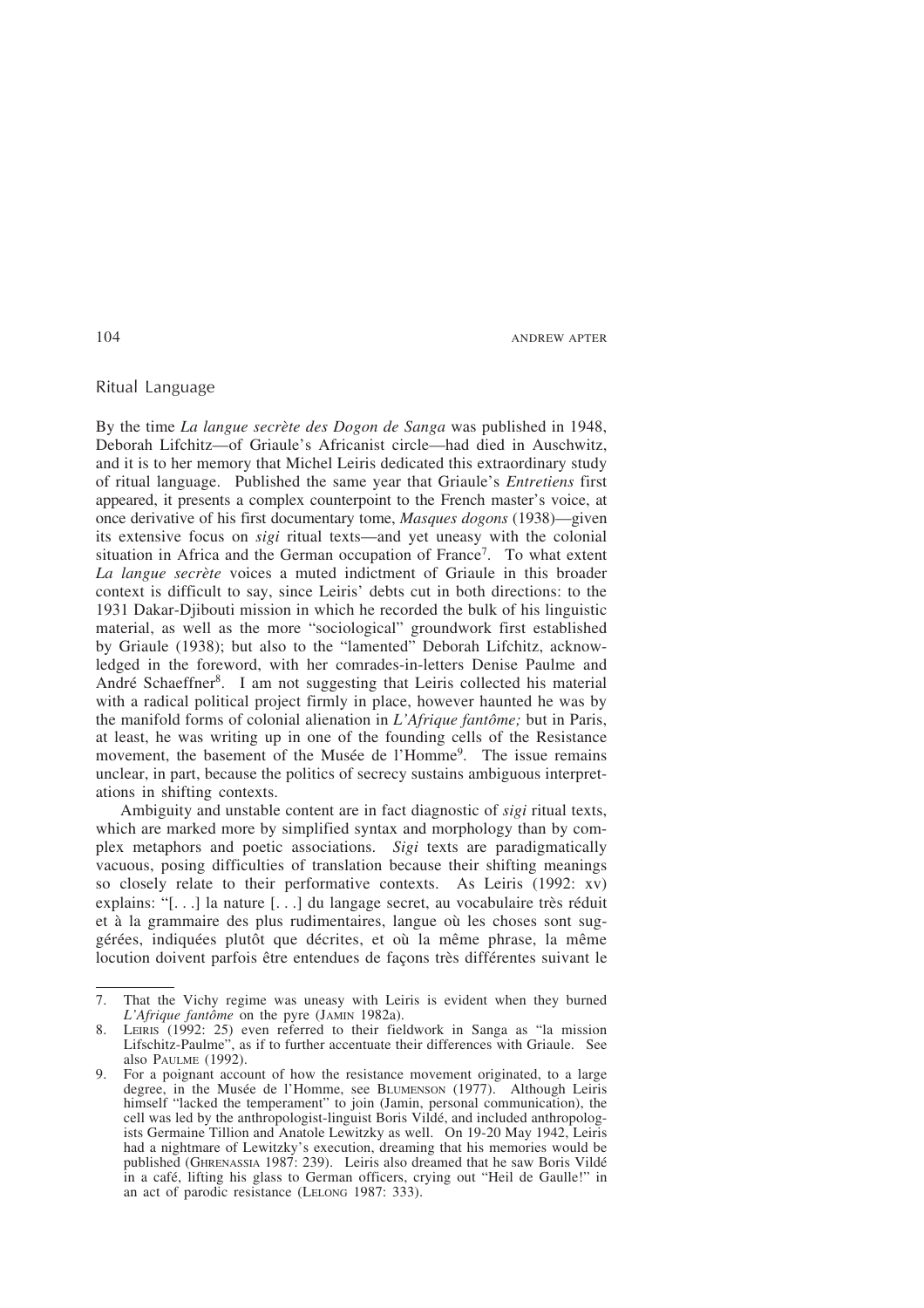## Ritual Language

By the time *La langue secrète des Dogon de Sanga* was published in 1948, Deborah Lifchitz—of Griaule's Africanist circle—had died in Auschwitz, and it is to her memory that Michel Leiris dedicated this extraordinary study of ritual language. Published the same year that Griaule's *Entretiens* first appeared, it presents a complex counterpoint to the French master's voice, at once derivative of his first documentary tome, *Masques dogons* (1938)—given its extensive focus on *sigi* ritual texts—and yet uneasy with the colonial situation in Africa and the German occupation of France[7]. To what extent *La langue secrète* voices a muted indictment of Griaule in this broader context is difficult to say, since Leiris' debts cut in both directions: to the 1931 Dakar-Djibouti mission in which he recorded the bulk of his linguistic material, as well as the more "sociological" groundwork first established by Griaule (1938); but also to the "lamented" Deborah Lifchitz, acknowledged in the foreword, with her comrades-in-letters Denise Paulme and André Schaeffner[8]. I am not suggesting that Leiris collected his material with a radical political project firmly in place, however haunted he was by the manifold forms of colonial alienation in *L'Afrique fantôme;* but in Paris, at least, he was writing up in one of the founding cells of the Resistance movement, the basement of the Musée de l'Homme[9]. The issue remains unclear, in part, because the politics of secrecy sustains ambiguous interpretations in shifting contexts.

Ambiguity and unstable content are in fact diagnostic of *sigi* ritual texts, which are marked more by simplified syntax and morphology than by complex metaphors and poetic associations. *Sigi* texts are paradigmatically vacuous, posing difficulties of translation because their shifting meanings so closely relate to their performative contexts. As Leiris (1992: xv) explains: "[. . .] la nature [. . .] du langage secret, au vocabulaire très réduit et à la grammaire des plus rudimentaires, langue où les choses sont suggérées, indiquées plutôt que décrites, et où la même phrase, la même locution doivent parfois être entendues de façons très différentes suivant le

---

7. That the Vichy regime was uneasy with Leiris is evident when they burned *L'Afrique fantôme* on the pyre (JAMIN 1982a).

8. LEIRIS (1992: 25) even referred to their fieldwork in Sanga as "la mission Lifschitz-Paulme", as if to further accentuate their differences with Griaule. See also PAULME (1992).

9. For a poignant account of how the resistance movement originated, to a large degree, in the Musée de l'Homme, see BLUMENSON (1977). Although Leiris himself "lacked the temperament" to join (Jamin, personal communication), the cell was led by the anthropologist-linguist Boris Vildé, and included anthropologists Germaine Tillion and Anatole Lewitzky as well. On 19-20 May 1942, Leiris had a nightmare of Lewitzky's execution, dreaming that his memories would be published (GHRENASSIA 1987: 239). Leiris also dreamed that he saw Boris Vildé in a café, lifting his glass to German officers, crying out "Heil de Gaulle!" in an act of parodic resistance (LELONG 1987: 333).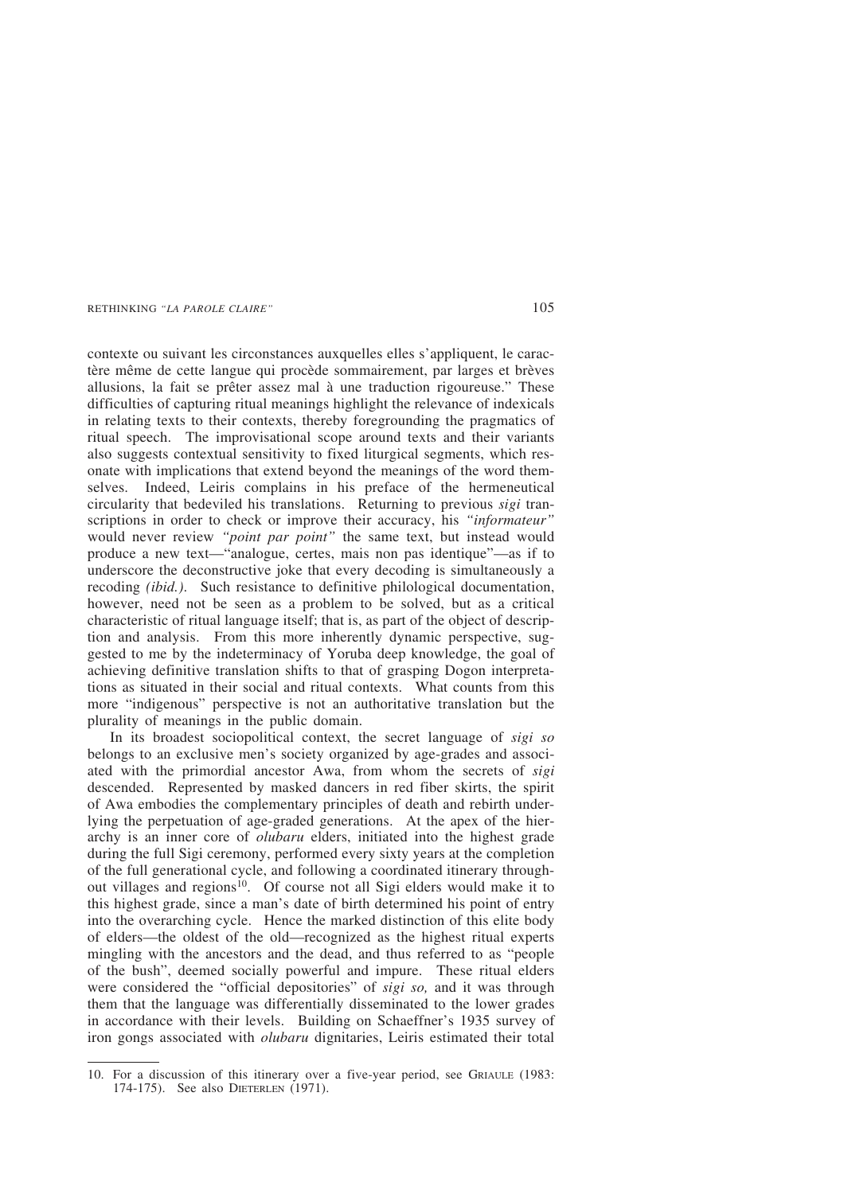contexte ou suivant les circonstances auxquelles elles s'appliquent, le caractère même de cette langue qui procède sommairement, par larges et brèves allusions, la fait se prêter assez mal à une traduction rigoureuse." These difficulties of capturing ritual meanings highlight the relevance of indexicals in relating texts to their contexts, thereby foregrounding the pragmatics of ritual speech. The improvisational scope around texts and their variants also suggests contextual sensitivity to fixed liturgical segments, which resonate with implications that extend beyond the meanings of the word themselves. Indeed, Leiris complains in his preface of the hermeneutical circularity that bedeviled his translations. Returning to previous *sigi* transcriptions in order to check or improve their accuracy, his *"informateur"* would never review *"point par point"* the same text, but instead would produce a new text—"analogue, certes, mais non pas identique"—as if to underscore the deconstructive joke that every decoding is simultaneously a recoding *(ibid.)*. Such resistance to definitive philological documentation, however, need not be seen as a problem to be solved, but as a critical characteristic of ritual language itself; that is, as part of the object of description and analysis. From this more inherently dynamic perspective, suggested to me by the indeterminacy of Yoruba deep knowledge, the goal of achieving definitive translation shifts to that of grasping Dogon interpretations as situated in their social and ritual contexts. What counts from this more "indigenous" perspective is not an authoritative translation but the plurality of meanings in the public domain.

In its broadest sociopolitical context, the secret language of *sigi so* belongs to an exclusive men's society organized by age-grades and associated with the primordial ancestor Awa, from whom the secrets of *sigi* descended. Represented by masked dancers in red fiber skirts, the spirit of Awa embodies the complementary principles of death and rebirth underlying the perpetuation of age-graded generations. At the apex of the hierarchy is an inner core of *olubaru* elders, initiated into the highest grade during the full Sigi ceremony, performed every sixty years at the completion of the full generational cycle, and following a coordinated itinerary throughout villages and regions[10]. Of course not all Sigi elders would make it to this highest grade, since a man's date of birth determined his point of entry into the overarching cycle. Hence the marked distinction of this elite body of elders—the oldest of the old—recognized as the highest ritual experts mingling with the ancestors and the dead, and thus referred to as "people of the bush", deemed socially powerful and impure. These ritual elders were considered the "official depositories" of *sigi so,* and it was through them that the language was differentially disseminated to the lower grades in accordance with their levels. Building on Schaeffner's 1935 survey of iron gongs associated with *olubaru* dignitaries, Leiris estimated their total

10. For a discussion of this itinerary over a five-year period, see GRIAULE (1983: 174-175). See also DIETERLEN (1971).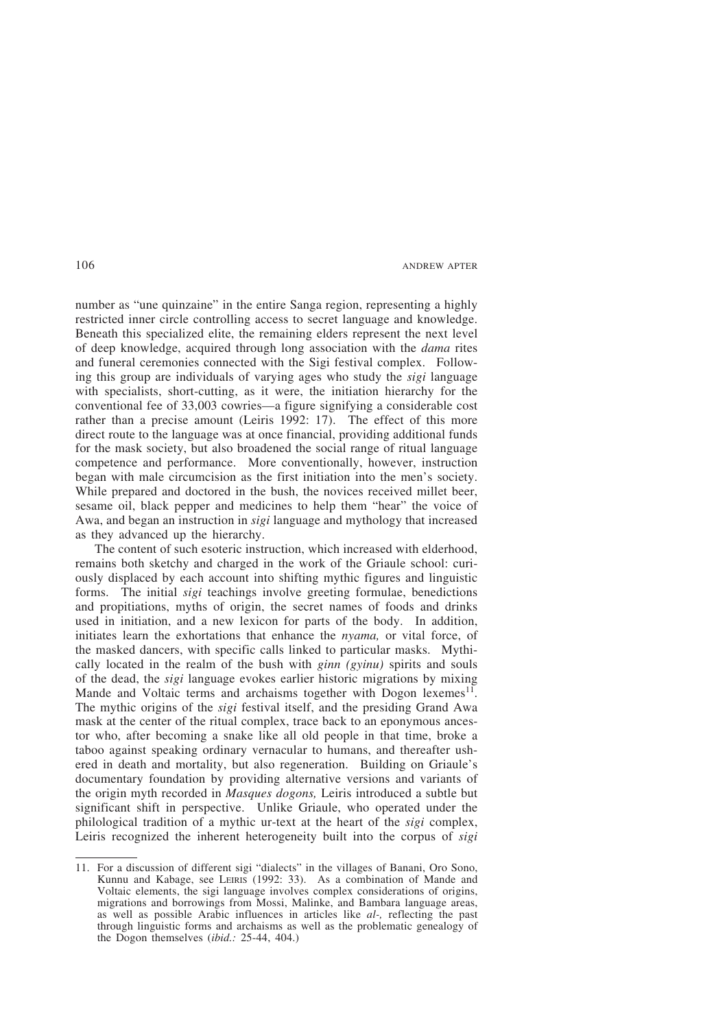number as "une quinzaine" in the entire Sanga region, representing a highly restricted inner circle controlling access to secret language and knowledge. Beneath this specialized elite, the remaining elders represent the next level of deep knowledge, acquired through long association with the *dama* rites and funeral ceremonies connected with the Sigi festival complex. Following this group are individuals of varying ages who study the *sigi* language with specialists, short-cutting, as it were, the initiation hierarchy for the conventional fee of 33,003 cowries—a figure signifying a considerable cost rather than a precise amount (Leiris 1992: 17). The effect of this more direct route to the language was at once financial, providing additional funds for the mask society, but also broadened the social range of ritual language competence and performance. More conventionally, however, instruction began with male circumcision as the first initiation into the men's society. While prepared and doctored in the bush, the novices received millet beer, sesame oil, black pepper and medicines to help them "hear" the voice of Awa, and began an instruction in *sigi* language and mythology that increased as they advanced up the hierarchy.

The content of such esoteric instruction, which increased with elderhood, remains both sketchy and charged in the work of the Griaule school: curiously displaced by each account into shifting mythic figures and linguistic forms. The initial *sigi* teachings involve greeting formulae, benedictions and propitiations, myths of origin, the secret names of foods and drinks used in initiation, and a new lexicon for parts of the body. In addition, initiates learn the exhortations that enhance the *nyama,* or vital force, of the masked dancers, with specific calls linked to particular masks. Mythically located in the realm of the bush with *ginn (gyinu)* spirits and souls of the dead, the *sigi* language evokes earlier historic migrations by mixing Mande and Voltaic terms and archaisms together with Dogon lexemes[11]. The mythic origins of the *sigi* festival itself, and the presiding Grand Awa mask at the center of the ritual complex, trace back to an eponymous ancestor who, after becoming a snake like all old people in that time, broke a taboo against speaking ordinary vernacular to humans, and thereafter ushered in death and mortality, but also regeneration. Building on Griaule's documentary foundation by providing alternative versions and variants of the origin myth recorded in *Masques dogons,* Leiris introduced a subtle but significant shift in perspective. Unlike Griaule, who operated under the philological tradition of a mythic ur-text at the heart of the *sigi* complex, Leiris recognized the inherent heterogeneity built into the corpus of *sigi*

---

11. For a discussion of different sigi "dialects" in the villages of Banani, Oro Sono, Kunnu and Kabage, see Leiris (1992: 33). As a combination of Mande and Voltaic elements, the sigi language involves complex considerations of origins, migrations and borrowings from Mossi, Malinke, and Bambara language areas, as well as possible Arabic influences in articles like *al-,* reflecting the past through linguistic forms and archaisms as well as the problematic genealogy of the Dogon themselves (*ibid.:* 25-44, 404.)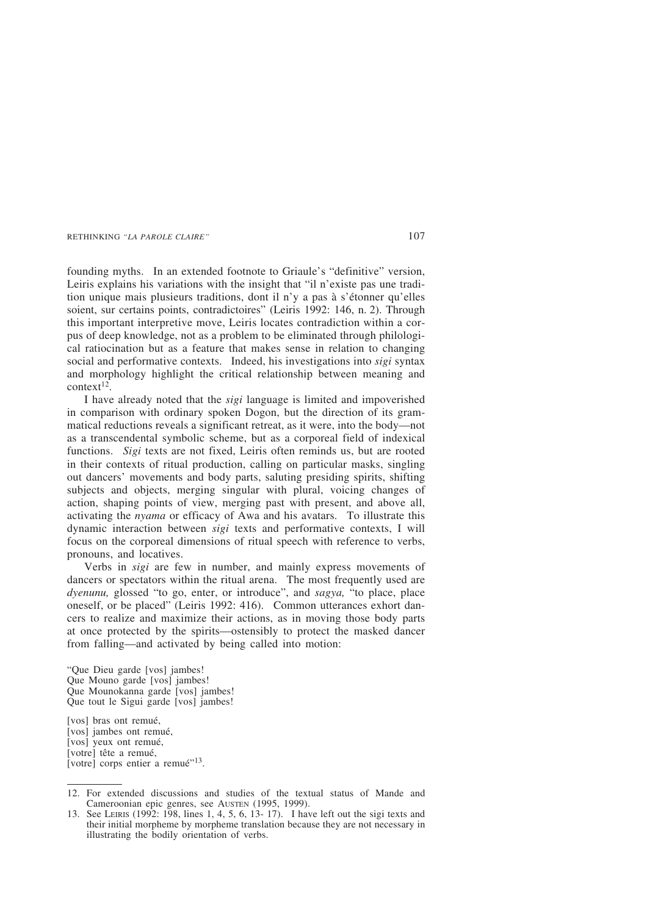founding myths. In an extended footnote to Griaule's "definitive" version, Leiris explains his variations with the insight that "il n'existe pas une tradition unique mais plusieurs traditions, dont il n'y a pas à s'étonner qu'elles soient, sur certains points, contradictoires" (Leiris 1992: 146, n. 2). Through this important interpretive move, Leiris locates contradiction within a corpus of deep knowledge, not as a problem to be eliminated through philological ratiocination but as a feature that makes sense in relation to changing social and performative contexts. Indeed, his investigations into *sigi* syntax and morphology highlight the critical relationship between meaning and context[12].

I have already noted that the *sigi* language is limited and impoverished in comparison with ordinary spoken Dogon, but the direction of its grammatical reductions reveals a significant retreat, as it were, into the body—not as a transcendental symbolic scheme, but as a corporeal field of indexical functions. *Sigi* texts are not fixed, Leiris often reminds us, but are rooted in their contexts of ritual production, calling on particular masks, singling out dancers' movements and body parts, saluting presiding spirits, shifting subjects and objects, merging singular with plural, voicing changes of action, shaping points of view, merging past with present, and above all, activating the *nyama* or efficacy of Awa and his avatars. To illustrate this dynamic interaction between *sigi* texts and performative contexts, I will focus on the corporeal dimensions of ritual speech with reference to verbs, pronouns, and locatives.

Verbs in *sigi* are few in number, and mainly express movements of dancers or spectators within the ritual arena. The most frequently used are *dyenunu,* glossed "to go, enter, or introduce", and *sagya,* "to place, place oneself, or be placed" (Leiris 1992: 416). Common utterances exhort dancers to realize and maximize their actions, as in moving those body parts at once protected by the spirits—ostensibly to protect the masked dancer from falling—and activated by being called into motion:

"Que Dieu garde [vos] jambes!
Que Mouno garde [vos] jambes!
Que Mounokanna garde [vos] jambes!
Que tout le Sigui garde [vos] jambes!

[vos] bras ont remué,
[vos] jambes ont remué,
[vos] yeux ont remué,
[votre] tête a remué,
[votre] corps entier a remué"[13].

---

12. For extended discussions and studies of the textual status of Mande and Cameroonian epic genres, see Austen (1995, 1999).

13. See Leiris (1992: 198, lines 1, 4, 5, 6, 13- 17). I have left out the sigi texts and their initial morpheme by morpheme translation because they are not necessary in illustrating the bodily orientation of verbs.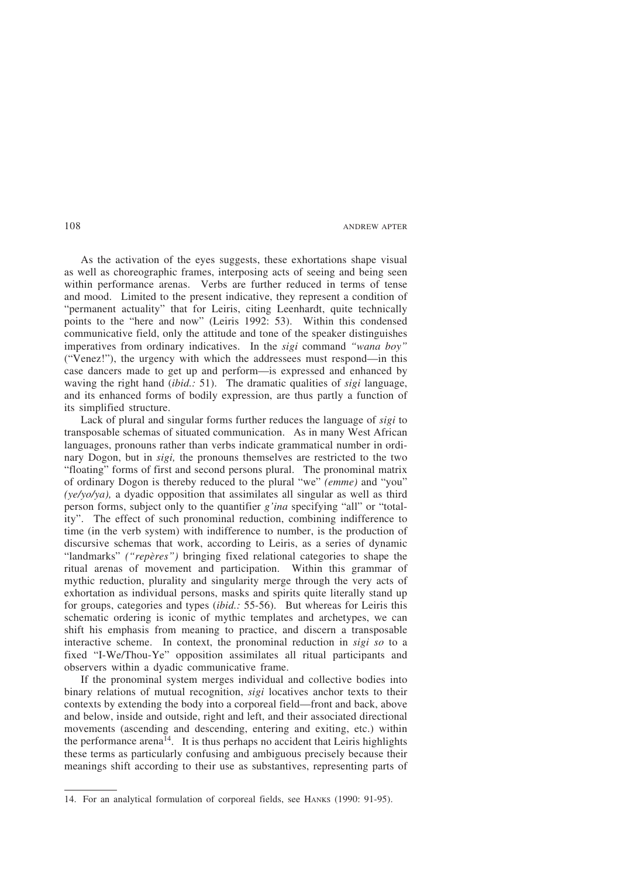As the activation of the eyes suggests, these exhortations shape visual as well as choreographic frames, interposing acts of seeing and being seen within performance arenas. Verbs are further reduced in terms of tense and mood. Limited to the present indicative, they represent a condition of "permanent actuality" that for Leiris, citing Leenhardt, quite technically points to the "here and now" (Leiris 1992: 53). Within this condensed communicative field, only the attitude and tone of the speaker distinguishes imperatives from ordinary indicatives. In the *sigi* command *"wana boy"* ("Venez!"), the urgency with which the addressees must respond—in this case dancers made to get up and perform—is expressed and enhanced by waving the right hand (*ibid.:* 51). The dramatic qualities of *sigi* language, and its enhanced forms of bodily expression, are thus partly a function of its simplified structure.

Lack of plural and singular forms further reduces the language of *sigi* to transposable schemas of situated communication. As in many West African languages, pronouns rather than verbs indicate grammatical number in ordinary Dogon, but in *sigi,* the pronouns themselves are restricted to the two "floating" forms of first and second persons plural. The pronominal matrix of ordinary Dogon is thereby reduced to the plural "we" *(emme)* and "you" *(ye/yo/ya),* a dyadic opposition that assimilates all singular as well as third person forms, subject only to the quantifier *g'ina* specifying "all" or "totality". The effect of such pronominal reduction, combining indifference to time (in the verb system) with indifference to number, is the production of discursive schemas that work, according to Leiris, as a series of dynamic "landmarks" *("repères")* bringing fixed relational categories to shape the ritual arenas of movement and participation. Within this grammar of mythic reduction, plurality and singularity merge through the very acts of exhortation as individual persons, masks and spirits quite literally stand up for groups, categories and types (*ibid.:* 55-56). But whereas for Leiris this schematic ordering is iconic of mythic templates and archetypes, we can shift his emphasis from meaning to practice, and discern a transposable interactive scheme. In context, the pronominal reduction in *sigi so* to a fixed "I-We/Thou-Ye" opposition assimilates all ritual participants and observers within a dyadic communicative frame.

If the pronominal system merges individual and collective bodies into binary relations of mutual recognition, *sigi* locatives anchor texts to their contexts by extending the body into a corporeal field—front and back, above and below, inside and outside, right and left, and their associated directional movements (ascending and descending, entering and exiting, etc.) within the performance arena[14]. It is thus perhaps no accident that Leiris highlights these terms as particularly confusing and ambiguous precisely because their meanings shift according to their use as substantives, representing parts of

14. For an analytical formulation of corporeal fields, see Hanks (1990: 91-95).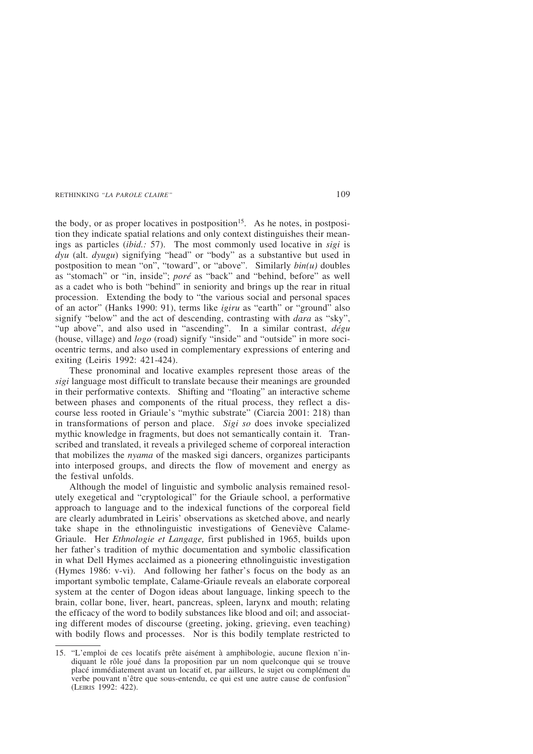the body, or as proper locatives in postposition[15]. As he notes, in postposition they indicate spatial relations and only context distinguishes their meanings as particles (*ibid.:* 57). The most commonly used locative in *sigi* is *dyu* (alt. *dyugu*) signifying "head" or "body" as a substantive but used in postposition to mean "on", "toward", or "above". Similarly *bin(u)* doubles as "stomach" or "in, inside"; *poré* as "back" and "behind, before" as well as a cadet who is both "behind" in seniority and brings up the rear in ritual procession. Extending the body to "the various social and personal spaces of an actor" (Hanks 1990: 91), terms like *igiru* as "earth" or "ground" also signify "below" and the act of descending, contrasting with *dara* as "sky", "up above", and also used in "ascending". In a similar contrast, *dégu* (house, village) and *logo* (road) signify "inside" and "outside" in more sociocentric terms, and also used in complementary expressions of entering and exiting (Leiris 1992: 421-424).

These pronominal and locative examples represent those areas of the *sigi* language most difficult to translate because their meanings are grounded in their performative contexts. Shifting and "floating" an interactive scheme between phases and components of the ritual process, they reflect a discourse less rooted in Griaule's "mythic substrate" (Ciarcia 2001: 218) than in transformations of person and place. *Sigi so* does invoke specialized mythic knowledge in fragments, but does not semantically contain it. Transcribed and translated, it reveals a privileged scheme of corporeal interaction that mobilizes the *nyama* of the masked sigi dancers, organizes participants into interposed groups, and directs the flow of movement and energy as the festival unfolds.

Although the model of linguistic and symbolic analysis remained resolutely exegetical and "cryptological" for the Griaule school, a performative approach to language and to the indexical functions of the corporeal field are clearly adumbrated in Leiris' observations as sketched above, and nearly take shape in the ethnolinguistic investigations of Geneviève Calame-Griaule. Her *Ethnologie et Langage,* first published in 1965, builds upon her father's tradition of mythic documentation and symbolic classification in what Dell Hymes acclaimed as a pioneering ethnolinguistic investigation (Hymes 1986: v-vi). And following her father's focus on the body as an important symbolic template, Calame-Griaule reveals an elaborate corporeal system at the center of Dogon ideas about language, linking speech to the brain, collar bone, liver, heart, pancreas, spleen, larynx and mouth; relating the efficacy of the word to bodily substances like blood and oil; and associating different modes of discourse (greeting, joking, grieving, even teaching) with bodily flows and processes. Nor is this bodily template restricted to

---

15. "L'emploi de ces locatifs prête aisément à amphibologie, aucune flexion n'indiquant le rôle joué dans la proposition par un nom quelconque qui se trouve placé immédiatement avant un locatif et, par ailleurs, le sujet ou complément du verbe pouvant n'être que sous-entendu, ce qui est une autre cause de confusion" (Leiris 1992: 422).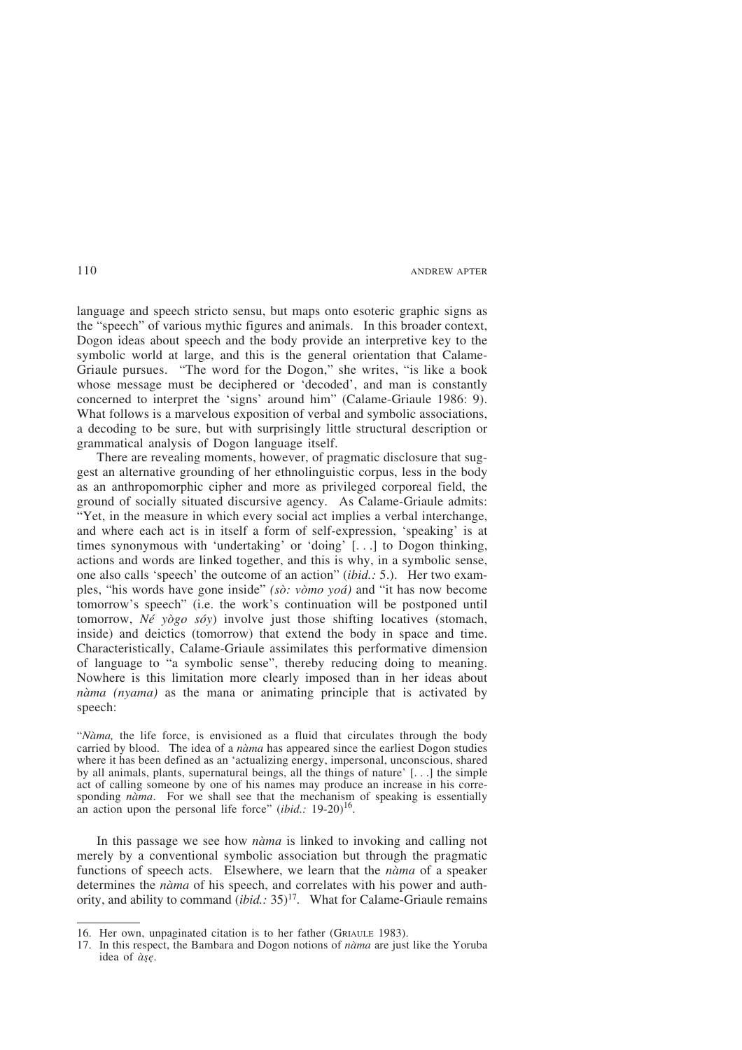language and speech stricto sensu, but maps onto esoteric graphic signs as the "speech" of various mythic figures and animals. In this broader context, Dogon ideas about speech and the body provide an interpretive key to the symbolic world at large, and this is the general orientation that Calame-Griaule pursues. "The word for the Dogon," she writes, "is like a book whose message must be deciphered or 'decoded', and man is constantly concerned to interpret the 'signs' around him" (Calame-Griaule 1986: 9). What follows is a marvelous exposition of verbal and symbolic associations, a decoding to be sure, but with surprisingly little structural description or grammatical analysis of Dogon language itself.

There are revealing moments, however, of pragmatic disclosure that suggest an alternative grounding of her ethnolinguistic corpus, less in the body as an anthropomorphic cipher and more as privileged corporeal field, the ground of socially situated discursive agency. As Calame-Griaule admits: "Yet, in the measure in which every social act implies a verbal interchange, and where each act is in itself a form of self-expression, 'speaking' is at times synonymous with 'undertaking' or 'doing' [. . .] to Dogon thinking, actions and words are linked together, and this is why, in a symbolic sense, one also calls 'speech' the outcome of an action" (*ibid.:* 5.). Her two examples, "his words have gone inside" *(sò: vòmo yoá)* and "it has now become tomorrow's speech" (i.e. the work's continuation will be postponed until tomorrow, *Né yògo sóy*) involve just those shifting locatives (stomach, inside) and deictics (tomorrow) that extend the body in space and time. Characteristically, Calame-Griaule assimilates this performative dimension of language to "a symbolic sense", thereby reducing doing to meaning. Nowhere is this limitation more clearly imposed than in her ideas about *nàma (nyama)* as the mana or animating principle that is activated by speech:

> "*Nàma,* the life force, is envisioned as a fluid that circulates through the body carried by blood. The idea of a *nàma* has appeared since the earliest Dogon studies where it has been defined as an 'actualizing energy, impersonal, unconscious, shared by all animals, plants, supernatural beings, all the things of nature' [. . .] the simple act of calling someone by one of his names may produce an increase in his corresponding *nàma*. For we shall see that the mechanism of speaking is essentially an action upon the personal life force" (*ibid.:* 19-20)[16].

In this passage we see how *nàma* is linked to invoking and calling not merely by a conventional symbolic association but through the pragmatic functions of speech acts. Elsewhere, we learn that the *nàma* of a speaker determines the *nàma* of his speech, and correlates with his power and authority, and ability to command (*ibid.:* 35)[17]. What for Calame-Griaule remains

---

16. Her own, unpaginated citation is to her father (Griaule 1983).
17. In this respect, the Bambara and Dogon notions of *nàma* are just like the Yoruba idea of *àṣẹ*.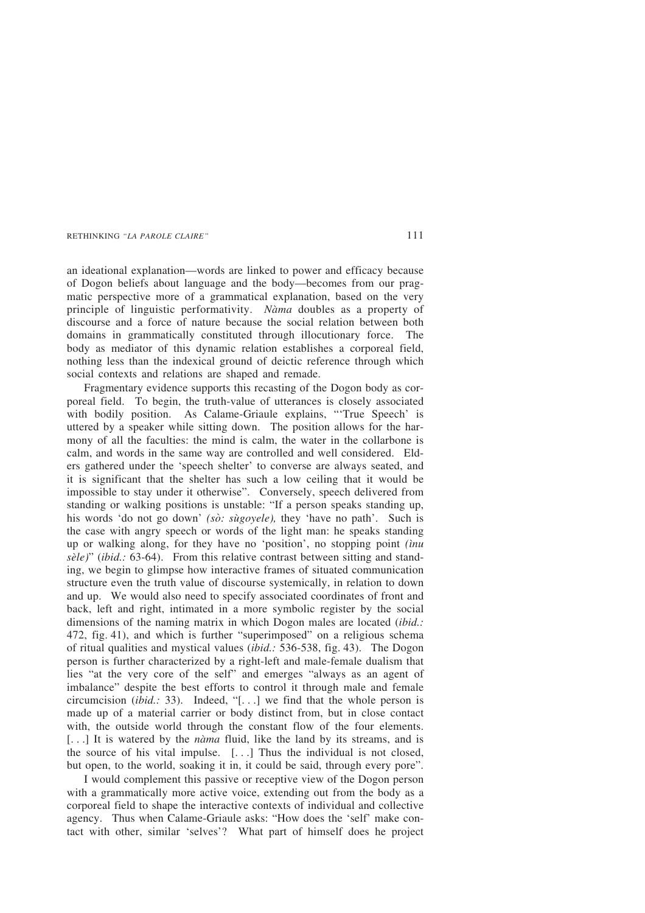an ideational explanation—words are linked to power and efficacy because of Dogon beliefs about language and the body—becomes from our pragmatic perspective more of a grammatical explanation, based on the very principle of linguistic performativity. *Nàma* doubles as a property of discourse and a force of nature because the social relation between both domains in grammatically constituted through illocutionary force. The body as mediator of this dynamic relation establishes a corporeal field, nothing less than the indexical ground of deictic reference through which social contexts and relations are shaped and remade.

Fragmentary evidence supports this recasting of the Dogon body as corporeal field. To begin, the truth-value of utterances is closely associated with bodily position. As Calame-Griaule explains, "'True Speech' is uttered by a speaker while sitting down. The position allows for the harmony of all the faculties: the mind is calm, the water in the collarbone is calm, and words in the same way are controlled and well considered. Elders gathered under the 'speech shelter' to converse are always seated, and it is significant that the shelter has such a low ceiling that it would be impossible to stay under it otherwise". Conversely, speech delivered from standing or walking positions is unstable: "If a person speaks standing up, his words 'do not go down' *(sò: sùgoyele),* they 'have no path'. Such is the case with angry speech or words of the light man: he speaks standing up or walking along, for they have no 'position', no stopping point *(ìnu sèle)*" (*ibid.:* 63-64). From this relative contrast between sitting and standing, we begin to glimpse how interactive frames of situated communication structure even the truth value of discourse systemically, in relation to down and up. We would also need to specify associated coordinates of front and back, left and right, intimated in a more symbolic register by the social dimensions of the naming matrix in which Dogon males are located (*ibid.:* 472, fig. 41), and which is further "superimposed" on a religious schema of ritual qualities and mystical values (*ibid.:* 536-538, fig. 43). The Dogon person is further characterized by a right-left and male-female dualism that lies "at the very core of the self" and emerges "always as an agent of imbalance" despite the best efforts to control it through male and female circumcision (*ibid.:* 33). Indeed, "[. . .] we find that the whole person is made up of a material carrier or body distinct from, but in close contact with, the outside world through the constant flow of the four elements. [. . .] It is watered by the *nàma* fluid, like the land by its streams, and is the source of his vital impulse. [. . .] Thus the individual is not closed, but open, to the world, soaking it in, it could be said, through every pore".

I would complement this passive or receptive view of the Dogon person with a grammatically more active voice, extending out from the body as a corporeal field to shape the interactive contexts of individual and collective agency. Thus when Calame-Griaule asks: "How does the 'self' make contact with other, similar 'selves'? What part of himself does he project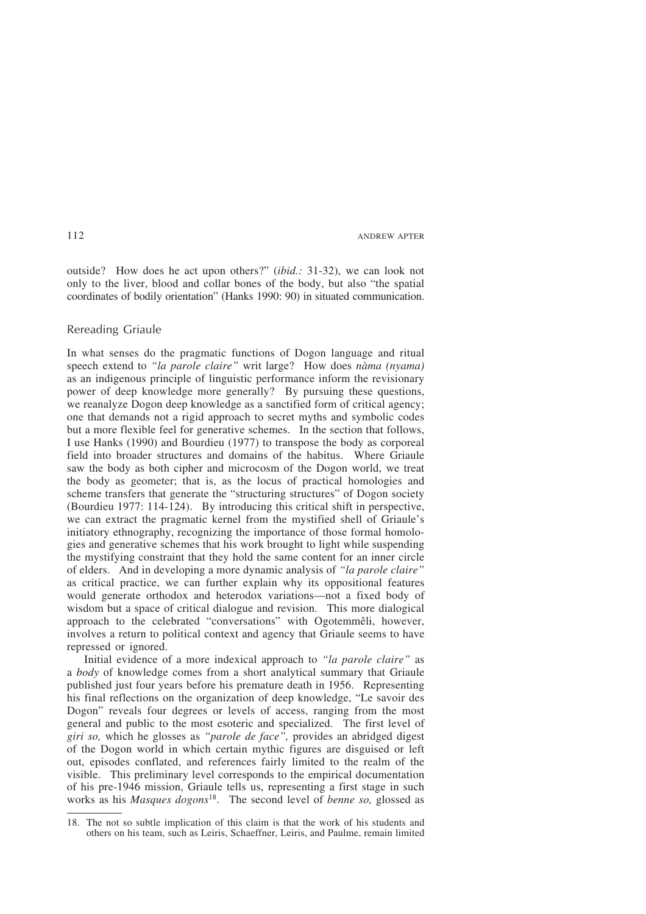outside? How does he act upon others?" (*ibid.:* 31-32), we can look not only to the liver, blood and collar bones of the body, but also "the spatial coordinates of bodily orientation" (Hanks 1990: 90) in situated communication.

## Rereading Griaule

In what senses do the pragmatic functions of Dogon language and ritual speech extend to *"la parole claire"* writ large? How does *nàma (nyama)* as an indigenous principle of linguistic performance inform the revisionary power of deep knowledge more generally? By pursuing these questions, we reanalyze Dogon deep knowledge as a sanctified form of critical agency; one that demands not a rigid approach to secret myths and symbolic codes but a more flexible feel for generative schemes. In the section that follows, I use Hanks (1990) and Bourdieu (1977) to transpose the body as corporeal field into broader structures and domains of the habitus. Where Griaule saw the body as both cipher and microcosm of the Dogon world, we treat the body as geometer; that is, as the locus of practical homologies and scheme transfers that generate the "structuring structures" of Dogon society (Bourdieu 1977: 114-124). By introducing this critical shift in perspective, we can extract the pragmatic kernel from the mystified shell of Griaule's initiatory ethnography, recognizing the importance of those formal homologies and generative schemes that his work brought to light while suspending the mystifying constraint that they hold the same content for an inner circle of elders. And in developing a more dynamic analysis of *"la parole claire"* as critical practice, we can further explain why its oppositional features would generate orthodox and heterodox variations—not a fixed body of wisdom but a space of critical dialogue and revision. This more dialogical approach to the celebrated "conversations" with Ogotemmêli, however, involves a return to political context and agency that Griaule seems to have repressed or ignored.

Initial evidence of a more indexical approach to *"la parole claire"* as a *body* of knowledge comes from a short analytical summary that Griaule published just four years before his premature death in 1956. Representing his final reflections on the organization of deep knowledge, "Le savoir des Dogon" reveals four degrees or levels of access, ranging from the most general and public to the most esoteric and specialized. The first level of *giri so,* which he glosses as *"parole de face",* provides an abridged digest of the Dogon world in which certain mythic figures are disguised or left out, episodes conflated, and references fairly limited to the realm of the visible. This preliminary level corresponds to the empirical documentation of his pre-1946 mission, Griaule tells us, representing a first stage in such works as his *Masques dogons*[18]. The second level of *benne so,* glossed as

18. The not so subtle implication of this claim is that the work of his students and others on his team, such as Leiris, Schaeffner, Leiris, and Paulme, remain limited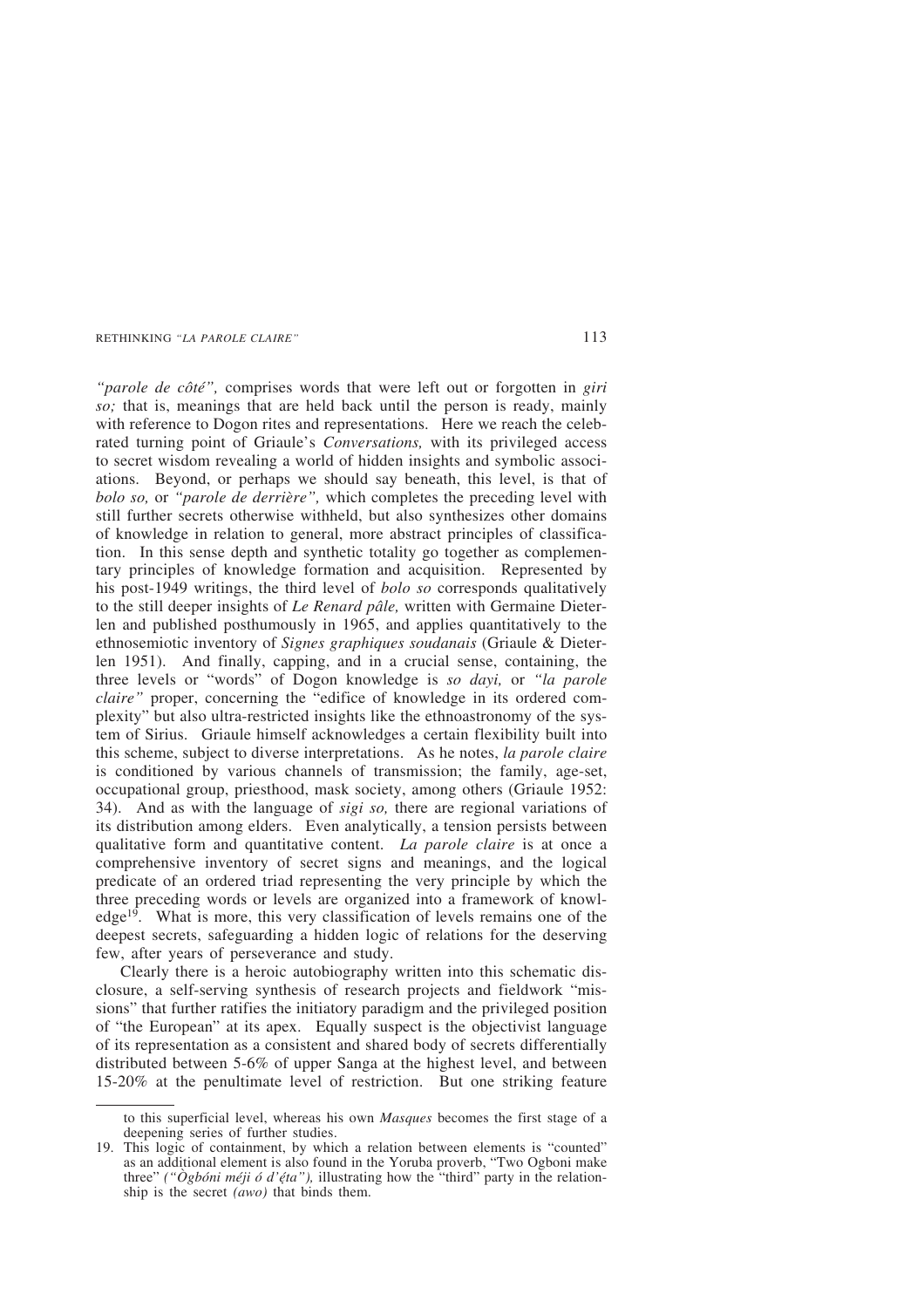*"parole de côté",* comprises words that were left out or forgotten in *giri so;* that is, meanings that are held back until the person is ready, mainly with reference to Dogon rites and representations. Here we reach the celebrated turning point of Griaule's *Conversations,* with its privileged access to secret wisdom revealing a world of hidden insights and symbolic associations. Beyond, or perhaps we should say beneath, this level, is that of *bolo so,* or *"parole de derrière",* which completes the preceding level with still further secrets otherwise withheld, but also synthesizes other domains of knowledge in relation to general, more abstract principles of classification. In this sense depth and synthetic totality go together as complementary principles of knowledge formation and acquisition. Represented by his post-1949 writings, the third level of *bolo so* corresponds qualitatively to the still deeper insights of *Le Renard pâle,* written with Germaine Dieterlen and published posthumously in 1965, and applies quantitatively to the ethnosemiotic inventory of *Signes graphiques soudanais* (Griaule & Dieterlen 1951). And finally, capping, and in a crucial sense, containing, the three levels or "words" of Dogon knowledge is *so dayi,* or *"la parole claire"* proper, concerning the "edifice of knowledge in its ordered complexity" but also ultra-restricted insights like the ethnoastronomy of the system of Sirius. Griaule himself acknowledges a certain flexibility built into this scheme, subject to diverse interpretations. As he notes, *la parole claire* is conditioned by various channels of transmission; the family, age-set, occupational group, priesthood, mask society, among others (Griaule 1952: 34). And as with the language of *sigi so,* there are regional variations of its distribution among elders. Even analytically, a tension persists between qualitative form and quantitative content. *La parole claire* is at once a comprehensive inventory of secret signs and meanings, and the logical predicate of an ordered triad representing the very principle by which the three preceding words or levels are organized into a framework of knowledge[19]. What is more, this very classification of levels remains one of the deepest secrets, safeguarding a hidden logic of relations for the deserving few, after years of perseverance and study.

Clearly there is a heroic autobiography written into this schematic disclosure, a self-serving synthesis of research projects and fieldwork "missions" that further ratifies the initiatory paradigm and the privileged position of "the European" at its apex. Equally suspect is the objectivist language of its representation as a consistent and shared body of secrets differentially distributed between 5-6% of upper Sanga at the highest level, and between 15-20% at the penultimate level of restriction. But one striking feature

to this superficial level, whereas his own *Masques* becomes the first stage of a deepening series of further studies.

19. This logic of containment, by which a relation between elements is "counted" as an additional element is also found in the Yoruba proverb, "Two Ogboni make three" *("Ògbóni méji ó d'ẹ́ta"),* illustrating how the "third" party in the relationship is the secret *(awo)* that binds them.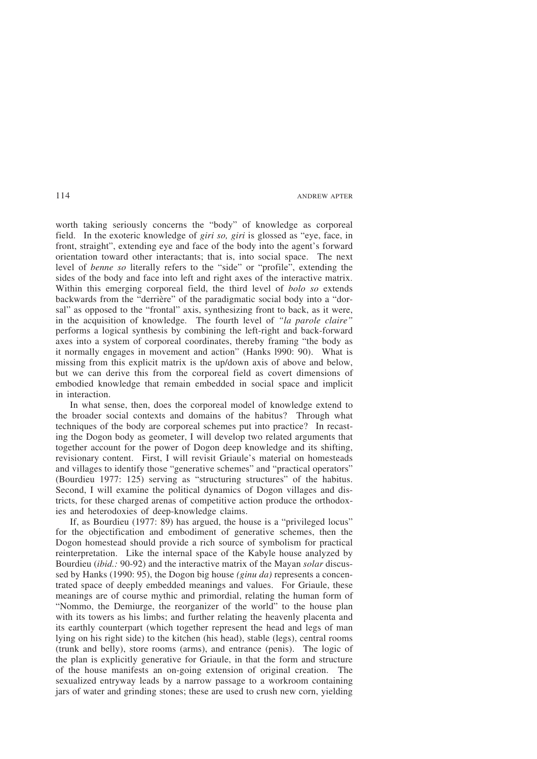worth taking seriously concerns the "body" of knowledge as corporeal field. In the exoteric knowledge of *giri so, giri* is glossed as "eye, face, in front, straight", extending eye and face of the body into the agent's forward orientation toward other interactants; that is, into social space. The next level of *benne so* literally refers to the "side" or "profile", extending the sides of the body and face into left and right axes of the interactive matrix. Within this emerging corporeal field, the third level of *bolo so* extends backwards from the "derrière" of the paradigmatic social body into a "dorsal" as opposed to the "frontal" axis, synthesizing front to back, as it were, in the acquisition of knowledge. The fourth level of *"la parole claire"* performs a logical synthesis by combining the left-right and back-forward axes into a system of corporeal coordinates, thereby framing "the body as it normally engages in movement and action" (Hanks l990: 90). What is missing from this explicit matrix is the up/down axis of above and below, but we can derive this from the corporeal field as covert dimensions of embodied knowledge that remain embedded in social space and implicit in interaction.

In what sense, then, does the corporeal model of knowledge extend to the broader social contexts and domains of the habitus? Through what techniques of the body are corporeal schemes put into practice? In recasting the Dogon body as geometer, I will develop two related arguments that together account for the power of Dogon deep knowledge and its shifting, revisionary content. First, I will revisit Griaule's material on homesteads and villages to identify those "generative schemes" and "practical operators" (Bourdieu 1977: 125) serving as "structuring structures" of the habitus. Second, I will examine the political dynamics of Dogon villages and districts, for these charged arenas of competitive action produce the orthodoxies and heterodoxies of deep-knowledge claims.

If, as Bourdieu (1977: 89) has argued, the house is a "privileged locus" for the objectification and embodiment of generative schemes, then the Dogon homestead should provide a rich source of symbolism for practical reinterpretation. Like the internal space of the Kabyle house analyzed by Bourdieu (*ibid.:* 90-92) and the interactive matrix of the Mayan *solar* discussed by Hanks (1990: 95), the Dogon big house *(ginu da)* represents a concentrated space of deeply embedded meanings and values. For Griaule, these meanings are of course mythic and primordial, relating the human form of "Nommo, the Demiurge, the reorganizer of the world" to the house plan with its towers as his limbs; and further relating the heavenly placenta and its earthly counterpart (which together represent the head and legs of man lying on his right side) to the kitchen (his head), stable (legs), central rooms (trunk and belly), store rooms (arms), and entrance (penis). The logic of the plan is explicitly generative for Griaule, in that the form and structure of the house manifests an on-going extension of original creation. The sexualized entryway leads by a narrow passage to a workroom containing jars of water and grinding stones; these are used to crush new corn, yielding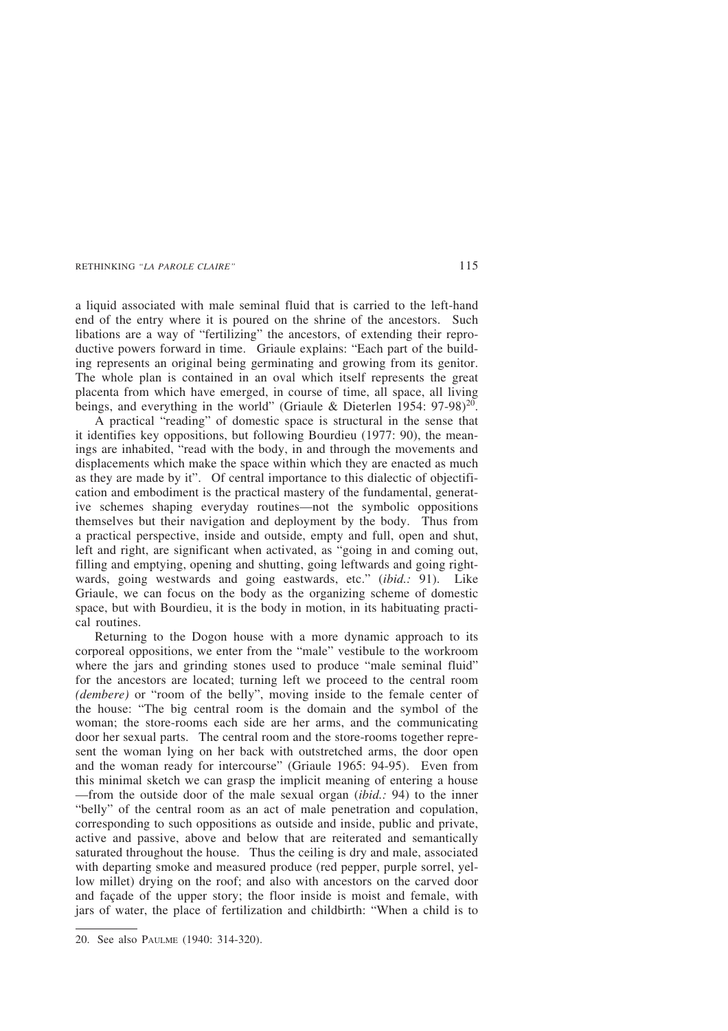a liquid associated with male seminal fluid that is carried to the left-hand end of the entry where it is poured on the shrine of the ancestors. Such libations are a way of "fertilizing" the ancestors, of extending their reproductive powers forward in time. Griaule explains: "Each part of the building represents an original being germinating and growing from its genitor. The whole plan is contained in an oval which itself represents the great placenta from which have emerged, in course of time, all space, all living beings, and everything in the world" (Griaule & Dieterlen 1954: 97-98)[20].

A practical "reading" of domestic space is structural in the sense that it identifies key oppositions, but following Bourdieu (1977: 90), the meanings are inhabited, "read with the body, in and through the movements and displacements which make the space within which they are enacted as much as they are made by it". Of central importance to this dialectic of objectification and embodiment is the practical mastery of the fundamental, generative schemes shaping everyday routines—not the symbolic oppositions themselves but their navigation and deployment by the body. Thus from a practical perspective, inside and outside, empty and full, open and shut, left and right, are significant when activated, as "going in and coming out, filling and emptying, opening and shutting, going leftwards and going rightwards, going westwards and going eastwards, etc." (*ibid.:* 91). Like Griaule, we can focus on the body as the organizing scheme of domestic space, but with Bourdieu, it is the body in motion, in its habituating practical routines.

Returning to the Dogon house with a more dynamic approach to its corporeal oppositions, we enter from the "male" vestibule to the workroom where the jars and grinding stones used to produce "male seminal fluid" for the ancestors are located; turning left we proceed to the central room *(dembere)* or "room of the belly", moving inside to the female center of the house: "The big central room is the domain and the symbol of the woman; the store-rooms each side are her arms, and the communicating door her sexual parts. The central room and the store-rooms together represent the woman lying on her back with outstretched arms, the door open and the woman ready for intercourse" (Griaule 1965: 94-95). Even from this minimal sketch we can grasp the implicit meaning of entering a house —from the outside door of the male sexual organ (*ibid.:* 94) to the inner "belly" of the central room as an act of male penetration and copulation, corresponding to such oppositions as outside and inside, public and private, active and passive, above and below that are reiterated and semantically saturated throughout the house. Thus the ceiling is dry and male, associated with departing smoke and measured produce (red pepper, purple sorrel, yellow millet) drying on the roof; and also with ancestors on the carved door and façade of the upper story; the floor inside is moist and female, with jars of water, the place of fertilization and childbirth: "When a child is to

---

20. See also Paulme (1940: 314-320).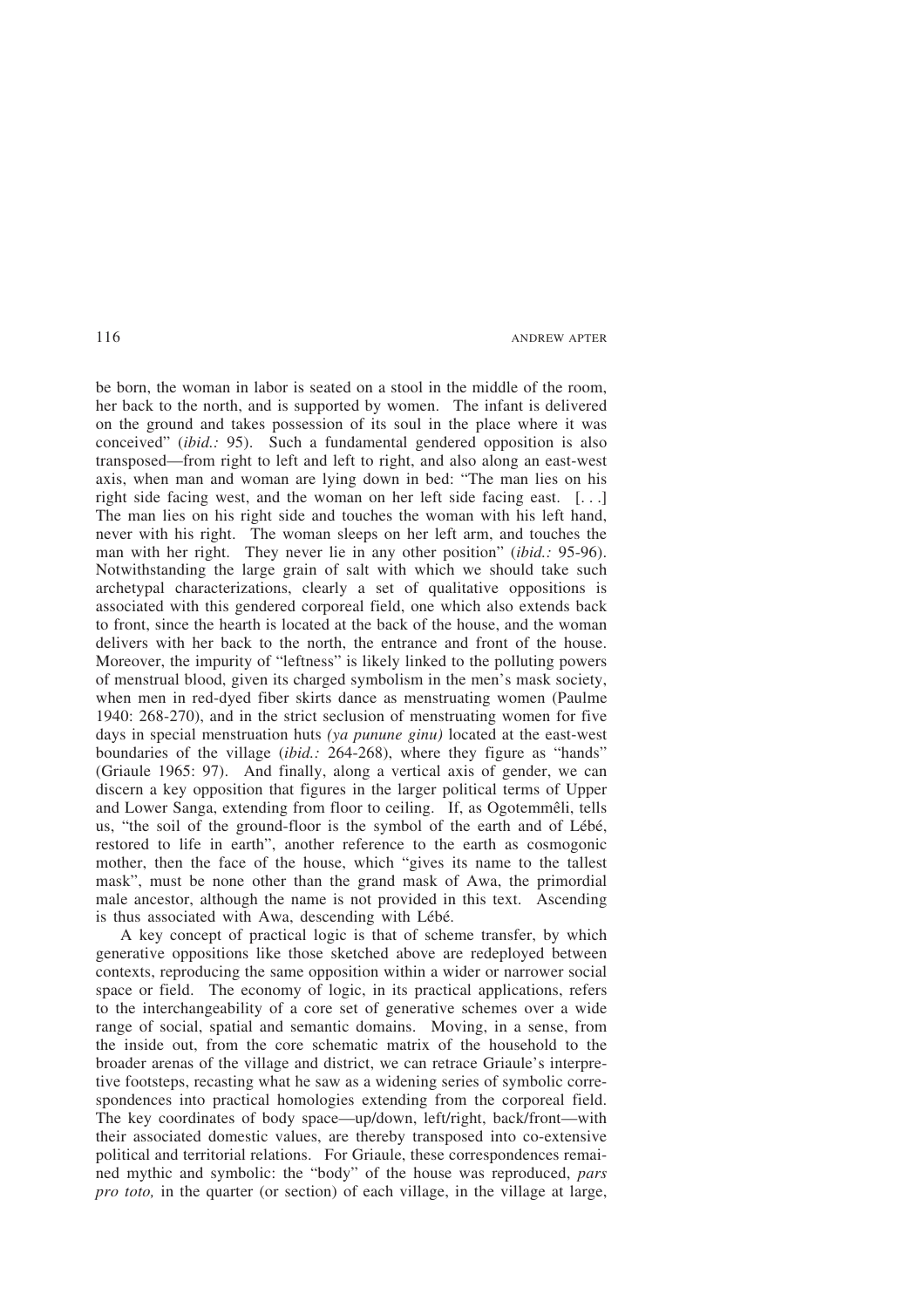be born, the woman in labor is seated on a stool in the middle of the room, her back to the north, and is supported by women. The infant is delivered on the ground and takes possession of its soul in the place where it was conceived" (*ibid.:* 95). Such a fundamental gendered opposition is also transposed—from right to left and left to right, and also along an east-west axis, when man and woman are lying down in bed: "The man lies on his right side facing west, and the woman on her left side facing east. [. . .] The man lies on his right side and touches the woman with his left hand, never with his right. The woman sleeps on her left arm, and touches the man with her right. They never lie in any other position" (*ibid.:* 95-96). Notwithstanding the large grain of salt with which we should take such archetypal characterizations, clearly a set of qualitative oppositions is associated with this gendered corporeal field, one which also extends back to front, since the hearth is located at the back of the house, and the woman delivers with her back to the north, the entrance and front of the house. Moreover, the impurity of "leftness" is likely linked to the polluting powers of menstrual blood, given its charged symbolism in the men's mask society, when men in red-dyed fiber skirts dance as menstruating women (Paulme 1940: 268-270), and in the strict seclusion of menstruating women for five days in special menstruation huts *(ya punune ginu)* located at the east-west boundaries of the village (*ibid.:* 264-268), where they figure as "hands" (Griaule 1965: 97). And finally, along a vertical axis of gender, we can discern a key opposition that figures in the larger political terms of Upper and Lower Sanga, extending from floor to ceiling. If, as Ogotemmêli, tells us, "the soil of the ground-floor is the symbol of the earth and of Lébé, restored to life in earth", another reference to the earth as cosmogonic mother, then the face of the house, which "gives its name to the tallest mask", must be none other than the grand mask of Awa, the primordial male ancestor, although the name is not provided in this text. Ascending is thus associated with Awa, descending with Lébé.

A key concept of practical logic is that of scheme transfer, by which generative oppositions like those sketched above are redeployed between contexts, reproducing the same opposition within a wider or narrower social space or field. The economy of logic, in its practical applications, refers to the interchangeability of a core set of generative schemes over a wide range of social, spatial and semantic domains. Moving, in a sense, from the inside out, from the core schematic matrix of the household to the broader arenas of the village and district, we can retrace Griaule's interpretive footsteps, recasting what he saw as a widening series of symbolic correspondences into practical homologies extending from the corporeal field. The key coordinates of body space—up/down, left/right, back/front—with their associated domestic values, are thereby transposed into co-extensive political and territorial relations. For Griaule, these correspondences remained mythic and symbolic: the "body" of the house was reproduced, *pars pro toto,* in the quarter (or section) of each village, in the village at large,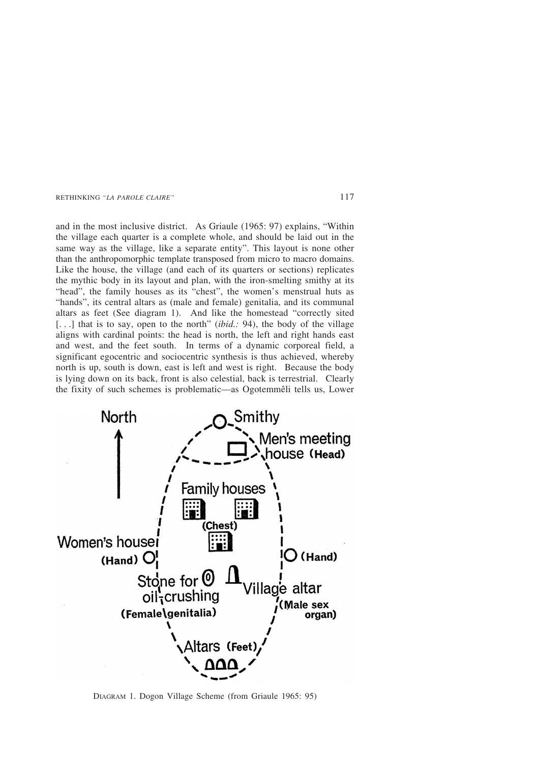and in the most inclusive district. As Griaule (1965: 97) explains, "Within the village each quarter is a complete whole, and should be laid out in the same way as the village, like a separate entity". This layout is none other than the anthropomorphic template transposed from micro to macro domains. Like the house, the village (and each of its quarters or sections) replicates the mythic body in its layout and plan, with the iron-smelting smithy at its "head", the family houses as its "chest", the women's menstrual huts as "hands", its central altars as (male and female) genitalia, and its communal altars as feet (See diagram 1). And like the homestead "correctly sited [. . .] that is to say, open to the north" (*ibid.:* 94), the body of the village aligns with cardinal points: the head is north, the left and right hands east and west, and the feet south. In terms of a dynamic corporeal field, a significant egocentric and sociocentric synthesis is thus achieved, whereby north is up, south is down, east is left and west is right. Because the body is lying down on its back, front is also celestial, back is terrestrial. Clearly the fixity of such schemes is problematic—as Ogotemmêli tells us, Lower

North

Smithy

Men's meeting house **(Head)**

Family houses

**(Chest)**

Women's house **(Hand)**

**(Hand)**

Stone for oil-crushing **(Female genitalia)**

Village altar **(Male sex organ)**

Altars **(Feet)**

DIAGRAM 1. Dogon Village Scheme (from Griaule 1965: 95)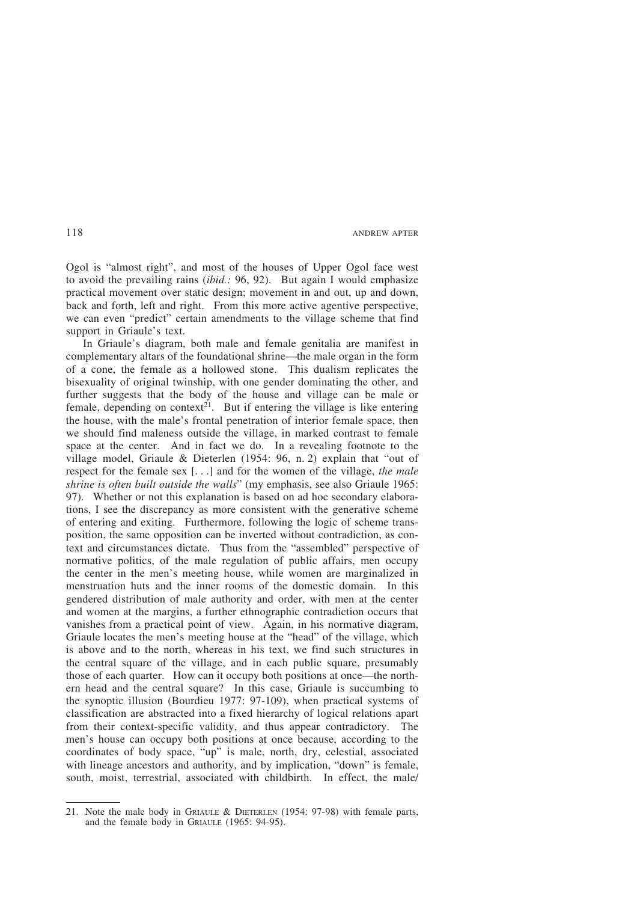Ogol is "almost right", and most of the houses of Upper Ogol face west to avoid the prevailing rains (*ibid.:* 96, 92). But again I would emphasize practical movement over static design; movement in and out, up and down, back and forth, left and right. From this more active agentive perspective, we can even "predict" certain amendments to the village scheme that find support in Griaule's text.

In Griaule's diagram, both male and female genitalia are manifest in complementary altars of the foundational shrine—the male organ in the form of a cone, the female as a hollowed stone. This dualism replicates the bisexuality of original twinship, with one gender dominating the other, and further suggests that the body of the house and village can be male or female, depending on context[21]. But if entering the village is like entering the house, with the male's frontal penetration of interior female space, then we should find maleness outside the village, in marked contrast to female space at the center. And in fact we do. In a revealing footnote to the village model, Griaule & Dieterlen (1954: 96, n. 2) explain that "out of respect for the female sex [. . .] and for the women of the village, *the male shrine is often built outside the walls*" (my emphasis, see also Griaule 1965: 97). Whether or not this explanation is based on ad hoc secondary elaborations, I see the discrepancy as more consistent with the generative scheme of entering and exiting. Furthermore, following the logic of scheme transposition, the same opposition can be inverted without contradiction, as context and circumstances dictate. Thus from the "assembled" perspective of normative politics, of the male regulation of public affairs, men occupy the center in the men's meeting house, while women are marginalized in menstruation huts and the inner rooms of the domestic domain. In this gendered distribution of male authority and order, with men at the center and women at the margins, a further ethnographic contradiction occurs that vanishes from a practical point of view. Again, in his normative diagram, Griaule locates the men's meeting house at the "head" of the village, which is above and to the north, whereas in his text, we find such structures in the central square of the village, and in each public square, presumably those of each quarter. How can it occupy both positions at once—the northern head and the central square? In this case, Griaule is succumbing to the synoptic illusion (Bourdieu 1977: 97-109), when practical systems of classification are abstracted into a fixed hierarchy of logical relations apart from their context-specific validity, and thus appear contradictory. The men's house can occupy both positions at once because, according to the coordinates of body space, "up" is male, north, dry, celestial, associated with lineage ancestors and authority, and by implication, "down" is female, south, moist, terrestrial, associated with childbirth. In effect, the male/

21. Note the male body in Griaule & Dieterlen (1954: 97-98) with female parts, and the female body in Griaule (1965: 94-95).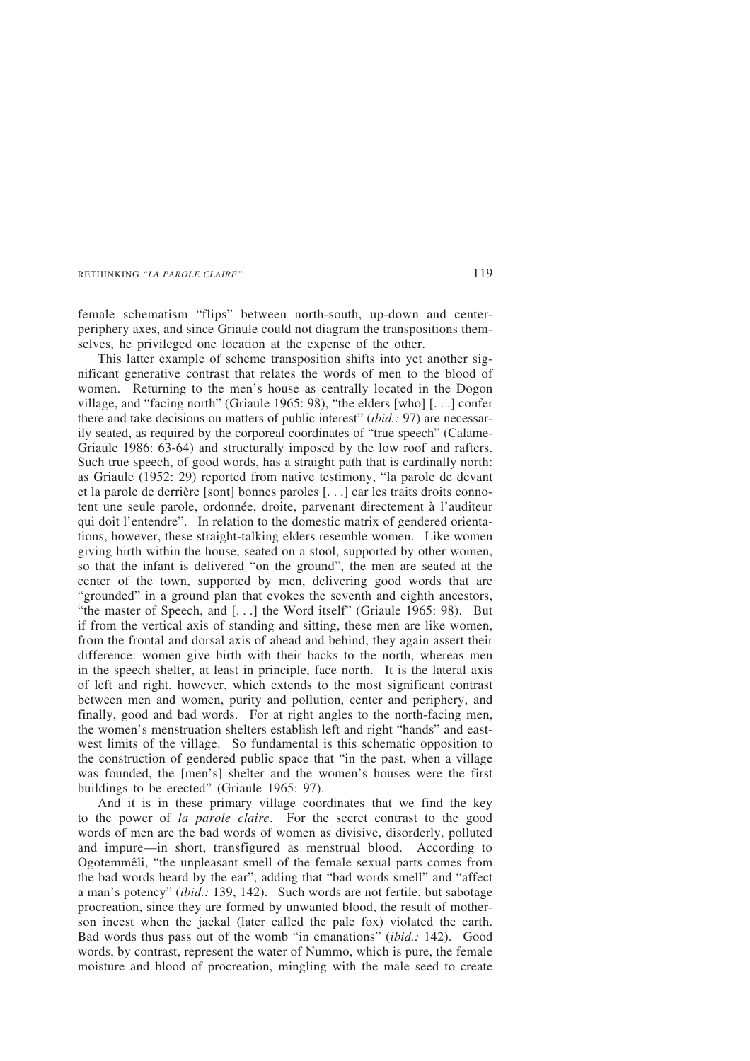female schematism "flips" between north-south, up-down and center-periphery axes, and since Griaule could not diagram the transpositions themselves, he privileged one location at the expense of the other.

This latter example of scheme transposition shifts into yet another significant generative contrast that relates the words of men to the blood of women. Returning to the men's house as centrally located in the Dogon village, and "facing north" (Griaule 1965: 98), "the elders [who] [. . .] confer there and take decisions on matters of public interest" (*ibid.:* 97) are necessarily seated, as required by the corporeal coordinates of "true speech" (Calame-Griaule 1986: 63-64) and structurally imposed by the low roof and rafters. Such true speech, of good words, has a straight path that is cardinally north: as Griaule (1952: 29) reported from native testimony, "la parole de devant et la parole de derrière [sont] bonnes paroles [. . .] car les traits droits connotent une seule parole, ordonnée, droite, parvenant directement à l'auditeur qui doit l'entendre". In relation to the domestic matrix of gendered orientations, however, these straight-talking elders resemble women. Like women giving birth within the house, seated on a stool, supported by other women, so that the infant is delivered "on the ground", the men are seated at the center of the town, supported by men, delivering good words that are "grounded" in a ground plan that evokes the seventh and eighth ancestors, "the master of Speech, and [. . .] the Word itself" (Griaule 1965: 98). But if from the vertical axis of standing and sitting, these men are like women, from the frontal and dorsal axis of ahead and behind, they again assert their difference: women give birth with their backs to the north, whereas men in the speech shelter, at least in principle, face north. It is the lateral axis of left and right, however, which extends to the most significant contrast between men and women, purity and pollution, center and periphery, and finally, good and bad words. For at right angles to the north-facing men, the women's menstruation shelters establish left and right "hands" and east-west limits of the village. So fundamental is this schematic opposition to the construction of gendered public space that "in the past, when a village was founded, the [men's] shelter and the women's houses were the first buildings to be erected" (Griaule 1965: 97).

And it is in these primary village coordinates that we find the key to the power of *la parole claire*. For the secret contrast to the good words of men are the bad words of women as divisive, disorderly, polluted and impure—in short, transfigured as menstrual blood. According to Ogotemmêli, "the unpleasant smell of the female sexual parts comes from the bad words heard by the ear", adding that "bad words smell" and "affect a man's potency" (*ibid.:* 139, 142). Such words are not fertile, but sabotage procreation, since they are formed by unwanted blood, the result of mother-son incest when the jackal (later called the pale fox) violated the earth. Bad words thus pass out of the womb "in emanations" (*ibid.:* 142). Good words, by contrast, represent the water of Nummo, which is pure, the female moisture and blood of procreation, mingling with the male seed to create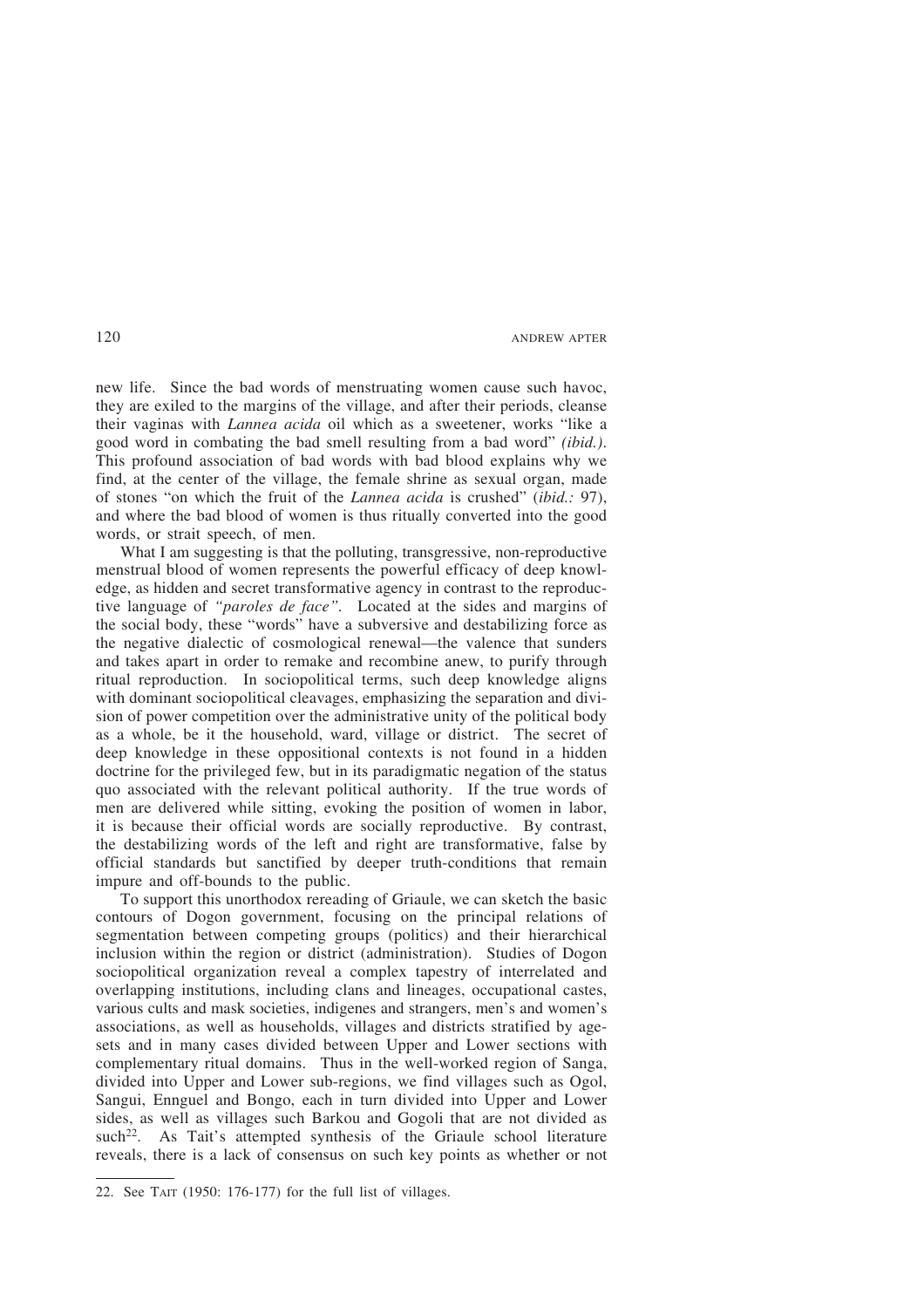new life. Since the bad words of menstruating women cause such havoc, they are exiled to the margins of the village, and after their periods, cleanse their vaginas with *Lannea acida* oil which as a sweetener, works "like a good word in combating the bad smell resulting from a bad word" *(ibid.)*. This profound association of bad words with bad blood explains why we find, at the center of the village, the female shrine as sexual organ, made of stones "on which the fruit of the *Lannea acida* is crushed" (*ibid.:* 97), and where the bad blood of women is thus ritually converted into the good words, or strait speech, of men.

What I am suggesting is that the polluting, transgressive, non-reproductive menstrual blood of women represents the powerful efficacy of deep knowledge, as hidden and secret transformative agency in contrast to the reproductive language of *"paroles de face"*. Located at the sides and margins of the social body, these "words" have a subversive and destabilizing force as the negative dialectic of cosmological renewal—the valence that sunders and takes apart in order to remake and recombine anew, to purify through ritual reproduction. In sociopolitical terms, such deep knowledge aligns with dominant sociopolitical cleavages, emphasizing the separation and division of power competition over the administrative unity of the political body as a whole, be it the household, ward, village or district. The secret of deep knowledge in these oppositional contexts is not found in a hidden doctrine for the privileged few, but in its paradigmatic negation of the status quo associated with the relevant political authority. If the true words of men are delivered while sitting, evoking the position of women in labor, it is because their official words are socially reproductive. By contrast, the destabilizing words of the left and right are transformative, false by official standards but sanctified by deeper truth-conditions that remain impure and off-bounds to the public.

To support this unorthodox rereading of Griaule, we can sketch the basic contours of Dogon government, focusing on the principal relations of segmentation between competing groups (politics) and their hierarchical inclusion within the region or district (administration). Studies of Dogon sociopolitical organization reveal a complex tapestry of interrelated and overlapping institutions, including clans and lineages, occupational castes, various cults and mask societies, indigenes and strangers, men's and women's associations, as well as households, villages and districts stratified by age-sets and in many cases divided between Upper and Lower sections with complementary ritual domains. Thus in the well-worked region of Sanga, divided into Upper and Lower sub-regions, we find villages such as Ogol, Sangui, Ennguel and Bongo, each in turn divided into Upper and Lower sides, as well as villages such Barkou and Gogoli that are not divided as such[22]. As Tait's attempted synthesis of the Griaule school literature reveals, there is a lack of consensus on such key points as whether or not

22. See TAIT (1950: 176-177) for the full list of villages.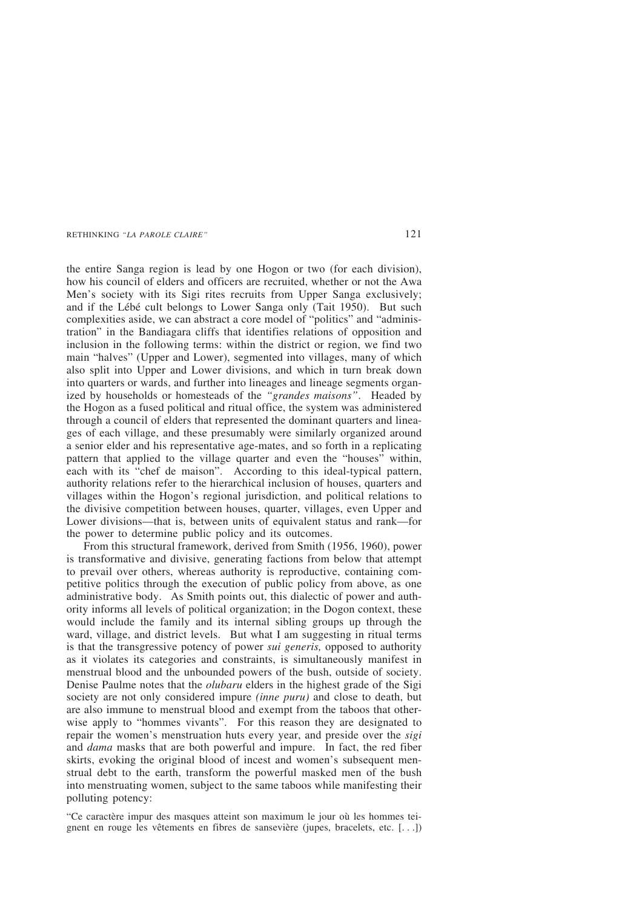the entire Sanga region is lead by one Hogon or two (for each division), how his council of elders and officers are recruited, whether or not the Awa Men's society with its Sigi rites recruits from Upper Sanga exclusively; and if the Lébé cult belongs to Lower Sanga only (Tait 1950). But such complexities aside, we can abstract a core model of "politics" and "administration" in the Bandiagara cliffs that identifies relations of opposition and inclusion in the following terms: within the district or region, we find two main "halves" (Upper and Lower), segmented into villages, many of which also split into Upper and Lower divisions, and which in turn break down into quarters or wards, and further into lineages and lineage segments organized by households or homesteads of the *"grandes maisons"*. Headed by the Hogon as a fused political and ritual office, the system was administered through a council of elders that represented the dominant quarters and lineages of each village, and these presumably were similarly organized around a senior elder and his representative age-mates, and so forth in a replicating pattern that applied to the village quarter and even the "houses" within, each with its "chef de maison". According to this ideal-typical pattern, authority relations refer to the hierarchical inclusion of houses, quarters and villages within the Hogon's regional jurisdiction, and political relations to the divisive competition between houses, quarter, villages, even Upper and Lower divisions—that is, between units of equivalent status and rank—for the power to determine public policy and its outcomes.

From this structural framework, derived from Smith (1956, 1960), power is transformative and divisive, generating factions from below that attempt to prevail over others, whereas authority is reproductive, containing competitive politics through the execution of public policy from above, as one administrative body. As Smith points out, this dialectic of power and authority informs all levels of political organization; in the Dogon context, these would include the family and its internal sibling groups up through the ward, village, and district levels. But what I am suggesting in ritual terms is that the transgressive potency of power *sui generis,* opposed to authority as it violates its categories and constraints, is simultaneously manifest in menstrual blood and the unbounded powers of the bush, outside of society. Denise Paulme notes that the *olubaru* elders in the highest grade of the Sigi society are not only considered impure *(inne puru)* and close to death, but are also immune to menstrual blood and exempt from the taboos that otherwise apply to "hommes vivants". For this reason they are designated to repair the women's menstruation huts every year, and preside over the *sigi* and *dama* masks that are both powerful and impure. In fact, the red fiber skirts, evoking the original blood of incest and women's subsequent menstrual debt to the earth, transform the powerful masked men of the bush into menstruating women, subject to the same taboos while manifesting their polluting potency:

"Ce caractère impur des masques atteint son maximum le jour où les hommes teignent en rouge les vêtements en fibres de sansevière (jupes, bracelets, etc. [. . .])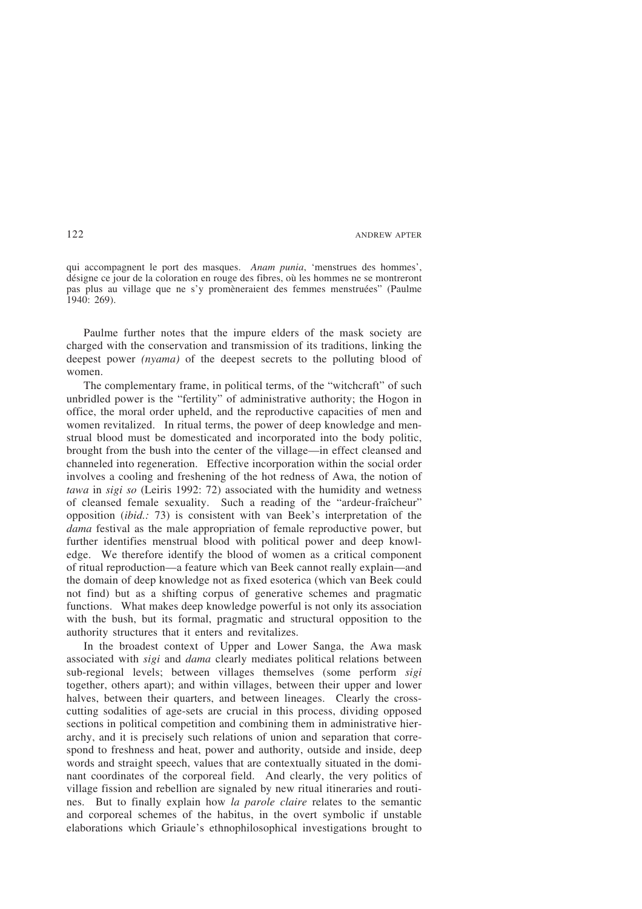qui accompagnent le port des masques. *Anam punia*, 'menstrues des hommes', désigne ce jour de la coloration en rouge des fibres, où les hommes ne se montreront pas plus au village que ne s'y promèneraient des femmes menstruées" (Paulme 1940: 269).

Paulme further notes that the impure elders of the mask society are charged with the conservation and transmission of its traditions, linking the deepest power *(nyama)* of the deepest secrets to the polluting blood of women.

The complementary frame, in political terms, of the "witchcraft" of such unbridled power is the "fertility" of administrative authority; the Hogon in office, the moral order upheld, and the reproductive capacities of men and women revitalized. In ritual terms, the power of deep knowledge and menstrual blood must be domesticated and incorporated into the body politic, brought from the bush into the center of the village—in effect cleansed and channeled into regeneration. Effective incorporation within the social order involves a cooling and freshening of the hot redness of Awa, the notion of *tawa* in *sigi so* (Leiris 1992: 72) associated with the humidity and wetness of cleansed female sexuality. Such a reading of the "ardeur-fraîcheur" opposition (*ibid.:* 73) is consistent with van Beek's interpretation of the *dama* festival as the male appropriation of female reproductive power, but further identifies menstrual blood with political power and deep knowledge. We therefore identify the blood of women as a critical component of ritual reproduction—a feature which van Beek cannot really explain—and the domain of deep knowledge not as fixed esoterica (which van Beek could not find) but as a shifting corpus of generative schemes and pragmatic functions. What makes deep knowledge powerful is not only its association with the bush, but its formal, pragmatic and structural opposition to the authority structures that it enters and revitalizes.

In the broadest context of Upper and Lower Sanga, the Awa mask associated with *sigi* and *dama* clearly mediates political relations between sub-regional levels; between villages themselves (some perform *sigi* together, others apart); and within villages, between their upper and lower halves, between their quarters, and between lineages. Clearly the crosscutting sodalities of age-sets are crucial in this process, dividing opposed sections in political competition and combining them in administrative hierarchy, and it is precisely such relations of union and separation that correspond to freshness and heat, power and authority, outside and inside, deep words and straight speech, values that are contextually situated in the dominant coordinates of the corporeal field. And clearly, the very politics of village fission and rebellion are signaled by new ritual itineraries and routines. But to finally explain how *la parole claire* relates to the semantic and corporeal schemes of the habitus, in the overt symbolic if unstable elaborations which Griaule's ethnophilosophical investigations brought to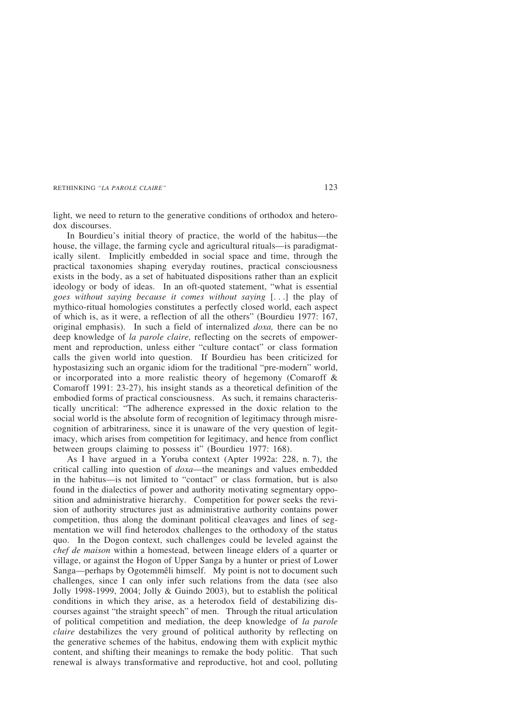light, we need to return to the generative conditions of orthodox and heterodox discourses.

In Bourdieu's initial theory of practice, the world of the habitus—the house, the village, the farming cycle and agricultural rituals—is paradigmatically silent. Implicitly embedded in social space and time, through the practical taxonomies shaping everyday routines, practical consciousness exists in the body, as a set of habituated dispositions rather than an explicit ideology or body of ideas. In an oft-quoted statement, "what is essential *goes without saying because it comes without saying* [. . .] the play of mythico-ritual homologies constitutes a perfectly closed world, each aspect of which is, as it were, a reflection of all the others" (Bourdieu 1977: 167, original emphasis). In such a field of internalized *doxa,* there can be no deep knowledge of *la parole claire,* reflecting on the secrets of empowerment and reproduction, unless either "culture contact" or class formation calls the given world into question. If Bourdieu has been criticized for hypostasizing such an organic idiom for the traditional "pre-modern" world, or incorporated into a more realistic theory of hegemony (Comaroff & Comaroff 1991: 23-27), his insight stands as a theoretical definition of the embodied forms of practical consciousness. As such, it remains characteristically uncritical: "The adherence expressed in the doxic relation to the social world is the absolute form of recognition of legitimacy through misrecognition of arbitrariness, since it is unaware of the very question of legitimacy, which arises from competition for legitimacy, and hence from conflict between groups claiming to possess it" (Bourdieu 1977: 168).

As I have argued in a Yoruba context (Apter 1992a: 228, n. 7), the critical calling into question of *doxa*—the meanings and values embedded in the habitus—is not limited to "contact" or class formation, but is also found in the dialectics of power and authority motivating segmentary opposition and administrative hierarchy. Competition for power seeks the revision of authority structures just as administrative authority contains power competition, thus along the dominant political cleavages and lines of segmentation we will find heterodox challenges to the orthodoxy of the status quo. In the Dogon context, such challenges could be leveled against the *chef de maison* within a homestead, between lineage elders of a quarter or village, or against the Hogon of Upper Sanga by a hunter or priest of Lower Sanga—perhaps by Ogotemmêli himself. My point is not to document such challenges, since I can only infer such relations from the data (see also Jolly 1998-1999, 2004; Jolly & Guindo 2003), but to establish the political conditions in which they arise, as a heterodox field of destabilizing discourses against "the straight speech" of men. Through the ritual articulation of political competition and mediation, the deep knowledge of *la parole claire* destabilizes the very ground of political authority by reflecting on the generative schemes of the habitus, endowing them with explicit mythic content, and shifting their meanings to remake the body politic. That such renewal is always transformative and reproductive, hot and cool, polluting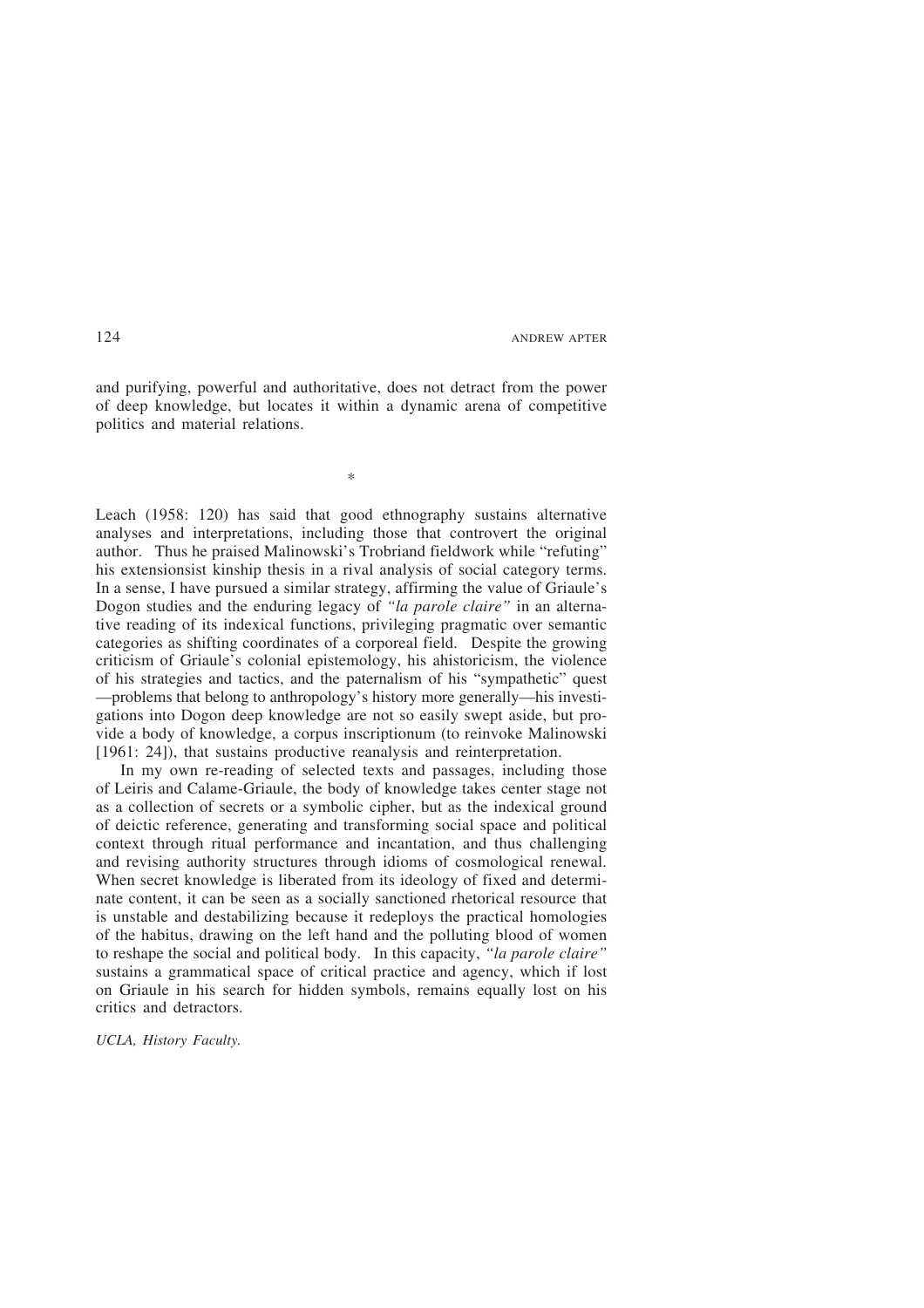and purifying, powerful and authoritative, does not detract from the power of deep knowledge, but locates it within a dynamic arena of competitive politics and material relations.

*

Leach (1958: 120) has said that good ethnography sustains alternative analyses and interpretations, including those that controvert the original author. Thus he praised Malinowski's Trobriand fieldwork while "refuting" his extensionsist kinship thesis in a rival analysis of social category terms. In a sense, I have pursued a similar strategy, affirming the value of Griaule's Dogon studies and the enduring legacy of *"la parole claire"* in an alternative reading of its indexical functions, privileging pragmatic over semantic categories as shifting coordinates of a corporeal field. Despite the growing criticism of Griaule's colonial epistemology, his ahistoricism, the violence of his strategies and tactics, and the paternalism of his "sympathetic" quest —problems that belong to anthropology's history more generally—his investigations into Dogon deep knowledge are not so easily swept aside, but provide a body of knowledge, a corpus inscriptionum (to reinvoke Malinowski [1961: 24]), that sustains productive reanalysis and reinterpretation.

In my own re-reading of selected texts and passages, including those of Leiris and Calame-Griaule, the body of knowledge takes center stage not as a collection of secrets or a symbolic cipher, but as the indexical ground of deictic reference, generating and transforming social space and political context through ritual performance and incantation, and thus challenging and revising authority structures through idioms of cosmological renewal. When secret knowledge is liberated from its ideology of fixed and determinate content, it can be seen as a socially sanctioned rhetorical resource that is unstable and destabilizing because it redeploys the practical homologies of the habitus, drawing on the left hand and the polluting blood of women to reshape the social and political body. In this capacity, *"la parole claire"* sustains a grammatical space of critical practice and agency, which if lost on Griaule in his search for hidden symbols, remains equally lost on his critics and detractors.

*UCLA, History Faculty.*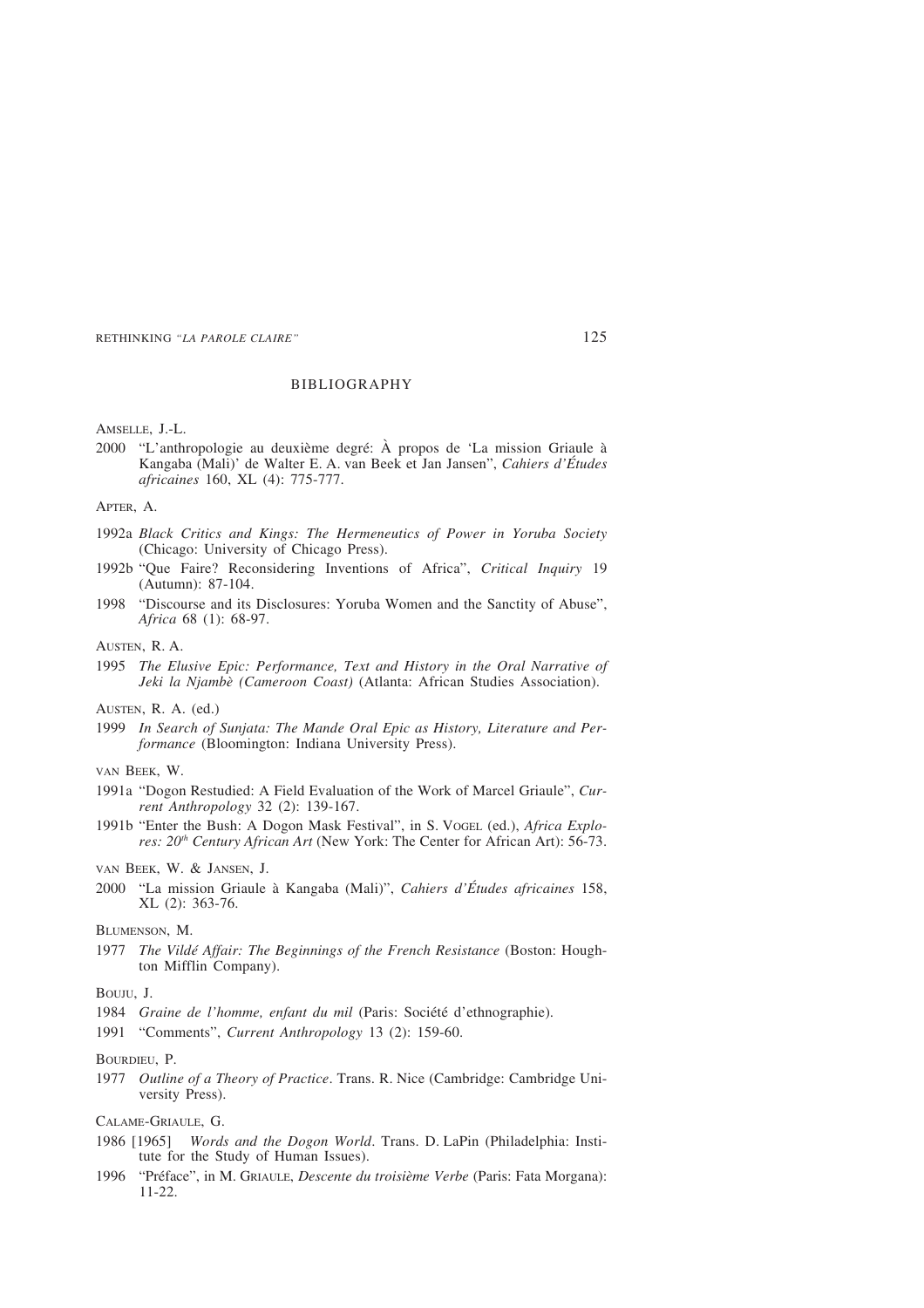## BIBLIOGRAPHY

Amselle, J.-L.

2000 "L'anthropologie au deuxième degré: À propos de 'La mission Griaule à Kangaba (Mali)' de Walter E. A. van Beek et Jan Jansen", *Cahiers d'Études africaines* 160, XL (4): 775-777.

Apter, A.

1992a *Black Critics and Kings: The Hermeneutics of Power in Yoruba Society* (Chicago: University of Chicago Press).

1992b "Que Faire? Reconsidering Inventions of Africa", *Critical Inquiry* 19 (Autumn): 87-104.

1998 "Discourse and its Disclosures: Yoruba Women and the Sanctity of Abuse", *Africa* 68 (1): 68-97.

Austen, R. A.

1995 *The Elusive Epic: Performance, Text and History in the Oral Narrative of Jeki la Njambè (Cameroon Coast)* (Atlanta: African Studies Association).

Austen, R. A. (ed.)

1999 *In Search of Sunjata: The Mande Oral Epic as History, Literature and Performance* (Bloomington: Indiana University Press).

van Beek, W.

1991a "Dogon Restudied: A Field Evaluation of the Work of Marcel Griaule", *Current Anthropology* 32 (2): 139-167.

1991b "Enter the Bush: A Dogon Mask Festival", in S. Vogel (ed.), *Africa Explores: 20th Century African Art* (New York: The Center for African Art): 56-73.

van Beek, W. & Jansen, J.

2000 "La mission Griaule à Kangaba (Mali)", *Cahiers d'Études africaines* 158, XL (2): 363-76.

Blumenson, M.

1977 *The Vildé Affair: The Beginnings of the French Resistance* (Boston: Houghton Mifflin Company).

Bouju, J.

1984 *Graine de l'homme, enfant du mil* (Paris: Société d'ethnographie).

1991 "Comments", *Current Anthropology* 13 (2): 159-60.

Bourdieu, P.

1977 *Outline of a Theory of Practice*. Trans. R. Nice (Cambridge: Cambridge University Press).

Calame-Griaule, G.

1986 [1965] *Words and the Dogon World*. Trans. D. LaPin (Philadelphia: Institute for the Study of Human Issues).

1996 "Préface", in M. Griaule, *Descente du troisième Verbe* (Paris: Fata Morgana): 11-22.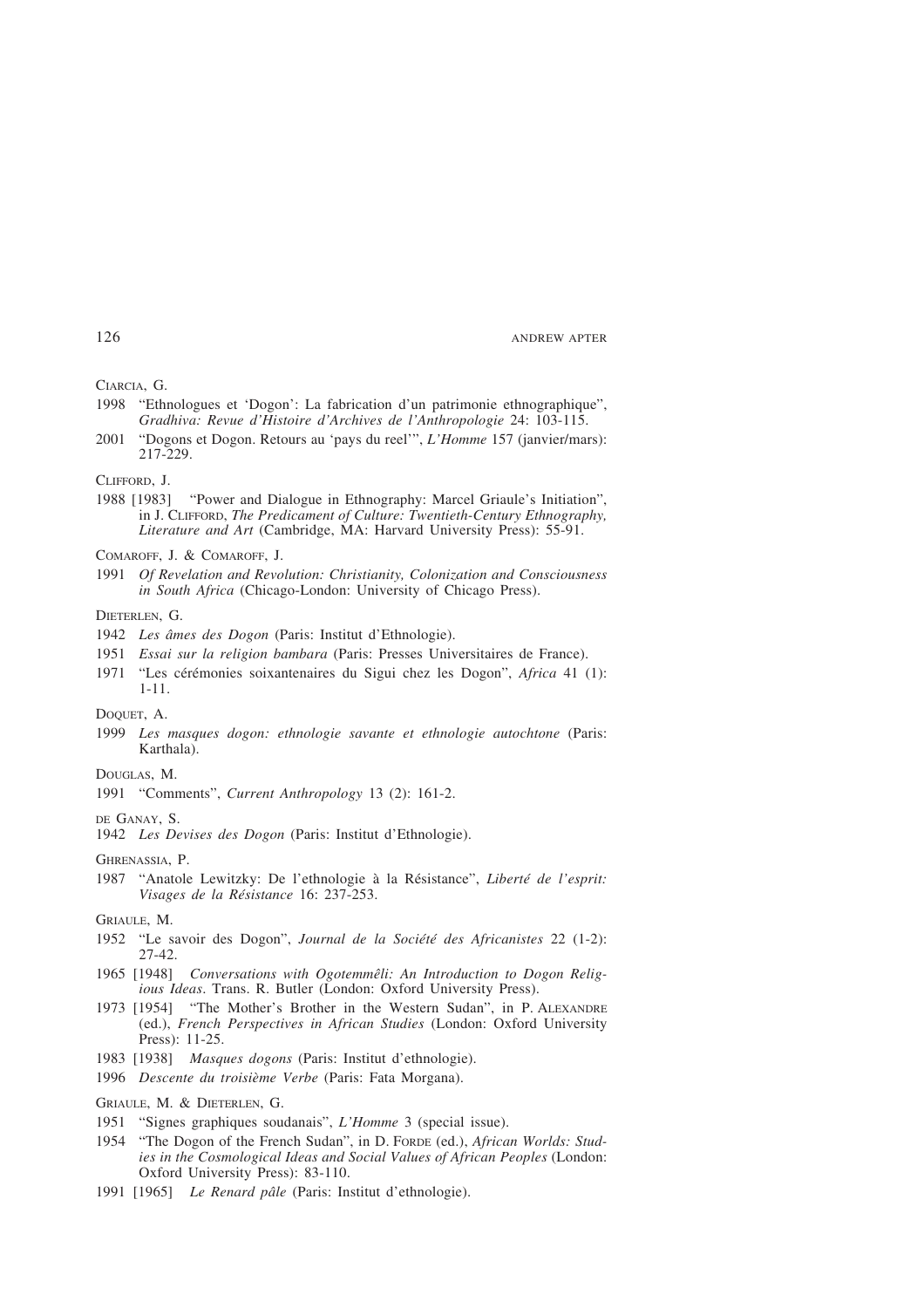CIARCIA, G.

1998 "Ethnologues et 'Dogon': La fabrication d'un patrimonie ethnographique", *Gradhiva: Revue d'Histoire d'Archives de l'Anthropologie* 24: 103-115.

2001 "Dogons et Dogon. Retours au 'pays du reel'", *L'Homme* 157 (janvier/mars): 217-229.

CLIFFORD, J.

1988 [1983] "Power and Dialogue in Ethnography: Marcel Griaule's Initiation", in J. CLIFFORD, *The Predicament of Culture: Twentieth-Century Ethnography, Literature and Art* (Cambridge, MA: Harvard University Press): 55-91.

COMAROFF, J. & COMAROFF, J.

1991 *Of Revelation and Revolution: Christianity, Colonization and Consciousness in South Africa* (Chicago-London: University of Chicago Press).

DIETERLEN, G.

1942 *Les âmes des Dogon* (Paris: Institut d'Ethnologie).

1951 *Essai sur la religion bambara* (Paris: Presses Universitaires de France).

1971 "Les cérémonies soixantenaires du Sigui chez les Dogon", *Africa* 41 (1): 1-11.

DOQUET, A.

1999 *Les masques dogon: ethnologie savante et ethnologie autochtone* (Paris: Karthala).

DOUGLAS, M.

1991 "Comments", *Current Anthropology* 13 (2): 161-2.

DE GANAY, S.

1942 *Les Devises des Dogon* (Paris: Institut d'Ethnologie).

GHRENASSIA, P.

1987 "Anatole Lewitzky: De l'ethnologie à la Résistance", *Liberté de l'esprit: Visages de la Résistance* 16: 237-253.

GRIAULE, M.

1952 "Le savoir des Dogon", *Journal de la Société des Africanistes* 22 (1-2): 27-42.

1965 [1948] *Conversations with Ogotemmêli: An Introduction to Dogon Religious Ideas*. Trans. R. Butler (London: Oxford University Press).

1973 [1954] "The Mother's Brother in the Western Sudan", in P. ALEXANDRE (ed.), *French Perspectives in African Studies* (London: Oxford University Press): 11-25.

1983 [1938] *Masques dogons* (Paris: Institut d'ethnologie).

1996 *Descente du troisième Verbe* (Paris: Fata Morgana).

GRIAULE, M. & DIETERLEN, G.

1951 "Signes graphiques soudanais", *L'Homme* 3 (special issue).

1954 "The Dogon of the French Sudan", in D. FORDE (ed.), *African Worlds: Studies in the Cosmological Ideas and Social Values of African Peoples* (London: Oxford University Press): 83-110.

1991 [1965] *Le Renard pâle* (Paris: Institut d'ethnologie).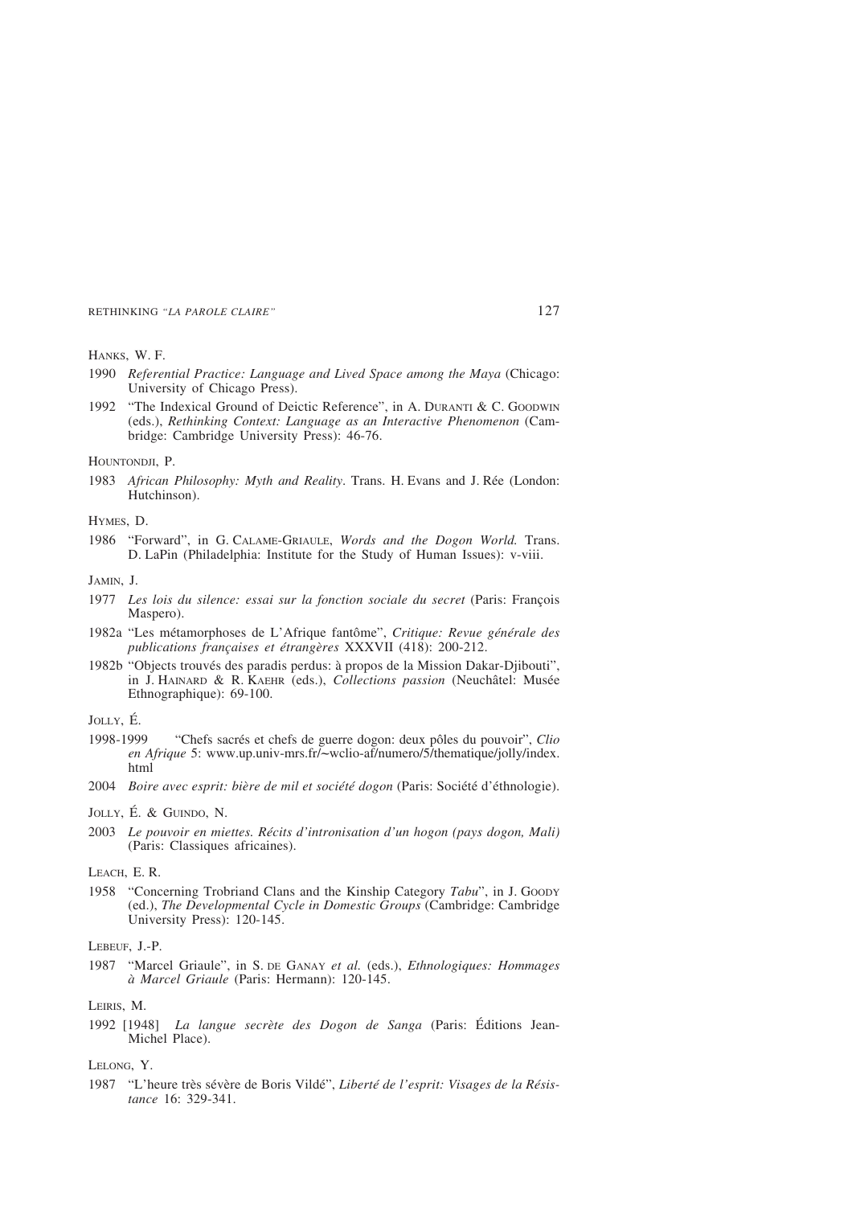HANKS, W. F.

1990 *Referential Practice: Language and Lived Space among the Maya* (Chicago: University of Chicago Press).

1992 "The Indexical Ground of Deictic Reference", in A. DURANTI & C. GOODWIN (eds.), *Rethinking Context: Language as an Interactive Phenomenon* (Cambridge: Cambridge University Press): 46-76.

HOUNTONDJI, P.

1983 *African Philosophy: Myth and Reality*. Trans. H. Evans and J. Rée (London: Hutchinson).

HYMES, D.

1986 "Forward", in G. CALAME-GRIAULE, *Words and the Dogon World.* Trans. D. LaPin (Philadelphia: Institute for the Study of Human Issues): v-viii.

JAMIN, J.

1977 *Les lois du silence: essai sur la fonction sociale du secret* (Paris: François Maspero).

1982a "Les métamorphoses de L'Afrique fantôme", *Critique: Revue générale des publications françaises et étrangères* XXXVII (418): 200-212.

1982b "Objects trouvés des paradis perdus: à propos de la Mission Dakar-Djibouti", in J. HAINARD & R. KAEHR (eds.), *Collections passion* (Neuchâtel: Musée Ethnographique): 69-100.

JOLLY, É.

1998-1999 "Chefs sacrés et chefs de guerre dogon: deux pôles du pouvoir", *Clio en Afrique* 5: www.up.univ-mrs.fr/~wclio-af/numero/5/thematique/jolly/index.html

2004 *Boire avec esprit: bière de mil et société dogon* (Paris: Société d'éthnologie).

JOLLY, É. & GUINDO, N.

2003 *Le pouvoir en miettes. Récits d'intronisation d'un hogon (pays dogon, Mali)* (Paris: Classiques africaines).

LEACH, E. R.

1958 "Concerning Trobriand Clans and the Kinship Category *Tabu*", in J. GOODY (ed.), *The Developmental Cycle in Domestic Groups* (Cambridge: Cambridge University Press): 120-145.

LEBEUF, J.-P.

1987 "Marcel Griaule", in S. DE GANAY *et al.* (eds.), *Ethnologiques: Hommages à Marcel Griaule* (Paris: Hermann): 120-145.

LEIRIS, M.

1992 [1948] *La langue secrète des Dogon de Sanga* (Paris: Éditions Jean-Michel Place).

LELONG, Y.

1987 "L'heure très sévère de Boris Vildé", *Liberté de l'esprit: Visages de la Résistance* 16: 329-341.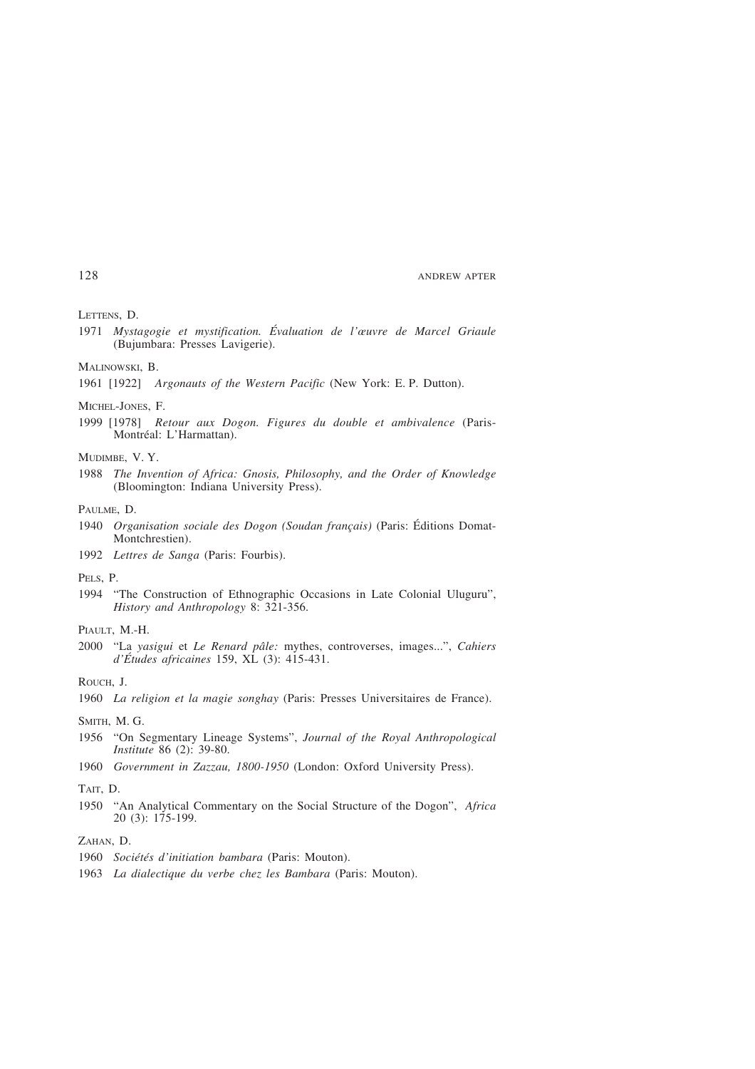LETTENS, D.

1971 *Mystagogie et mystification. Évaluation de l'œuvre de Marcel Griaule* (Bujumbara: Presses Lavigerie).

MALINOWSKI, B.

1961 [1922] *Argonauts of the Western Pacific* (New York: E. P. Dutton).

MICHEL-JONES, F.

1999 [1978] *Retour aux Dogon. Figures du double et ambivalence* (Paris-Montréal: L'Harmattan).

MUDIMBE, V. Y.

1988 *The Invention of Africa: Gnosis, Philosophy, and the Order of Knowledge* (Bloomington: Indiana University Press).

PAULME, D.

1940 *Organisation sociale des Dogon (Soudan français)* (Paris: Éditions Domat-Montchrestien).

1992 *Lettres de Sanga* (Paris: Fourbis).

PELS, P.

1994 "The Construction of Ethnographic Occasions in Late Colonial Uluguru", *History and Anthropology* 8: 321-356.

PIAULT, M.-H.

2000 "La *yasigui* et *Le Renard pâle:* mythes, controverses, images...", *Cahiers d'Études africaines* 159, XL (3): 415-431.

ROUCH, J.

1960 *La religion et la magie songhay* (Paris: Presses Universitaires de France).

SMITH, M. G.

1956 "On Segmentary Lineage Systems", *Journal of the Royal Anthropological Institute* 86 (2): 39-80.

1960 *Government in Zazzau, 1800-1950* (London: Oxford University Press).

TAIT, D.

1950 "An Analytical Commentary on the Social Structure of the Dogon", *Africa* 20 (3): 175-199.

ZAHAN, D.

1960 *Sociétés d'initiation bambara* (Paris: Mouton).

1963 *La dialectique du verbe chez les Bambara* (Paris: Mouton).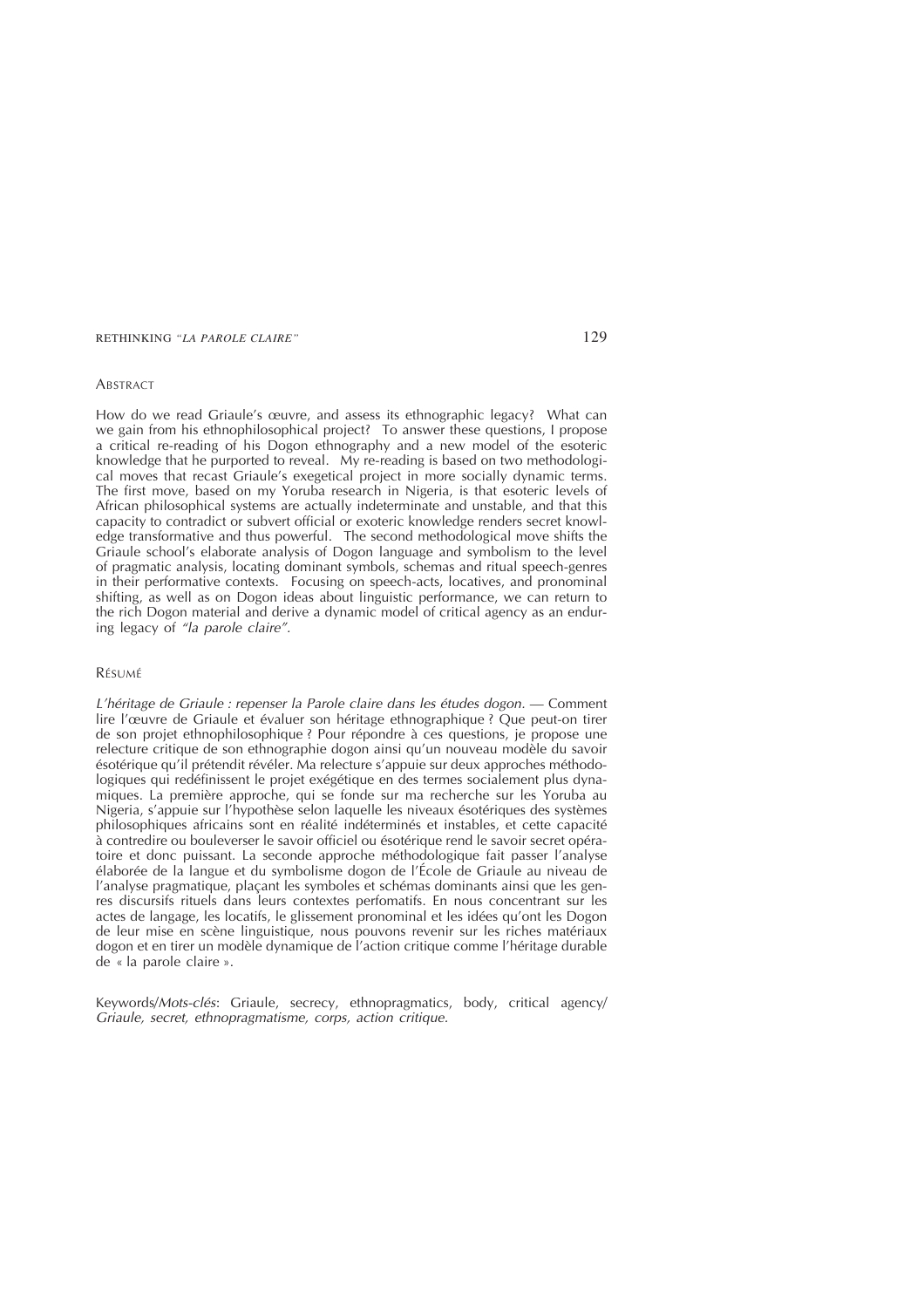## Abstract

How do we read Griaule's œuvre, and assess its ethnographic legacy? What can we gain from his ethnophilosophical project? To answer these questions, I propose a critical re-reading of his Dogon ethnography and a new model of the esoteric knowledge that he purported to reveal. My re-reading is based on two methodological moves that recast Griaule's exegetical project in more socially dynamic terms. The first move, based on my Yoruba research in Nigeria, is that esoteric levels of African philosophical systems are actually indeterminate and unstable, and that this capacity to contradict or subvert official or exoteric knowledge renders secret knowledge transformative and thus powerful. The second methodological move shifts the Griaule school's elaborate analysis of Dogon language and symbolism to the level of pragmatic analysis, locating dominant symbols, schemas and ritual speech-genres in their performative contexts. Focusing on speech-acts, locatives, and pronominal shifting, as well as on Dogon ideas about linguistic performance, we can return to the rich Dogon material and derive a dynamic model of critical agency as an enduring legacy of *"la parole claire"*.

## Résumé

*L'héritage de Griaule : repenser la Parole claire dans les études dogon.* — Comment lire l'œuvre de Griaule et évaluer son héritage ethnographique ? Que peut-on tirer de son projet ethnophilosophique ? Pour répondre à ces questions, je propose une relecture critique de son ethnographie dogon ainsi qu'un nouveau modèle du savoir ésotérique qu'il prétendit révéler. Ma relecture s'appuie sur deux approches méthodologiques qui redéfinissent le projet exégétique en des termes socialement plus dynamiques. La première approche, qui se fonde sur ma recherche sur les Yoruba au Nigeria, s'appuie sur l'hypothèse selon laquelle les niveaux ésotériques des systèmes philosophiques africains sont en réalité indéterminés et instables, et cette capacité à contredire ou bouleverser le savoir officiel ou ésotérique rend le savoir secret opératoire et donc puissant. La seconde approche méthodologique fait passer l'analyse élaborée de la langue et du symbolisme dogon de l'École de Griaule au niveau de l'analyse pragmatique, plaçant les symboles et schémas dominants ainsi que les genres discursifs rituels dans leurs contextes perfomatifs. En nous concentrant sur les actes de langage, les locatifs, le glissement pronominal et les idées qu'ont les Dogon de leur mise en scène linguistique, nous pouvons revenir sur les riches matériaux dogon et en tirer un modèle dynamique de l'action critique comme l'héritage durable de « la parole claire ».

Keywords/*Mots-clés*: Griaule, secrecy, ethnopragmatics, body, critical agency/ *Griaule, secret, ethnopragmatisme, corps, action critique.*